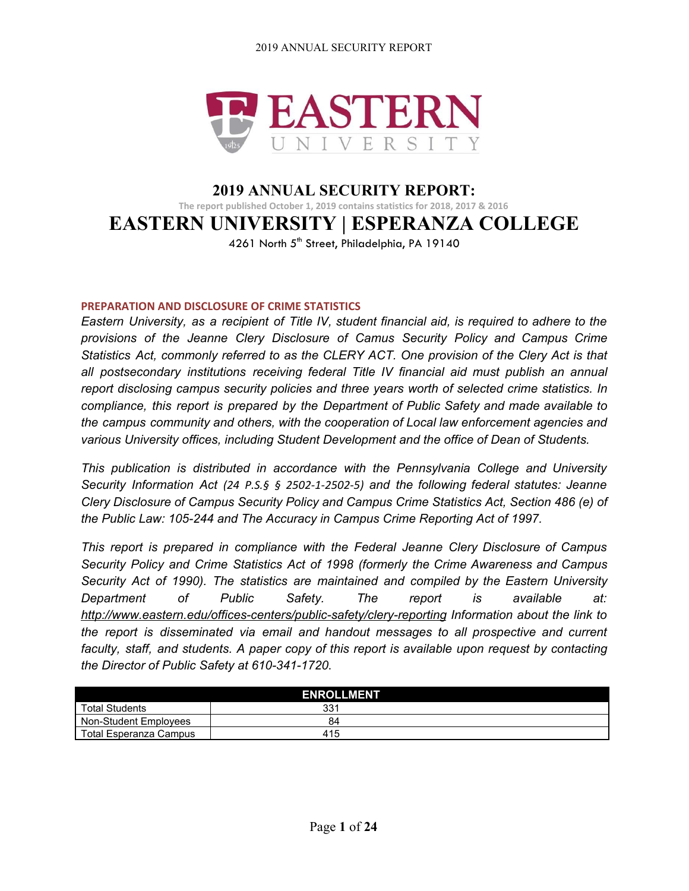# 2019 ANNUAL SECURITY REPORT:

The report published October 1, 2019 contains statistics for 2018, 2017 & 2016

# EASTERN UNIVERSITY | ESPERANZA COLLEGE

4261 North 5th Street, Philadelphia, PA 19140

## PREPARATION AND DISCLOSURE OF CRIME STATISTICS

*Eastern University, as a recipient of Title IV, student financial aid, is required to adhere to the provisions of the Jeanne Clery Disclosure of Camus Security Policy and Campus Crime Statistics Act, commonly referred to as the CLERY ACT. One provision of the Clery Act is that all postsecondary institutions receiving federal Title IV financial aid must publish an annual report disclosing campus security policies and three years worth of selected crime statistics. In compliance, this report is prepared by the Department of Public Safety and made available to the campus community and others, with the cooperation of Local law enforcement agencies and various University offices, including Student Development and the office of Dean of Students.*

*This publication is distributed in accordance with the Pennsylvania College and University Security Information Act (24 P.S.§ § 2502-1-2502-5) and the following federal statutes: Jeanne Clery Disclosure of Campus Security Policy and Campus Crime Statistics Act, Section 486 (e) of the Public Law: 105-244 and The Accuracy in Campus Crime Reporting Act of 1997.*

*This report is prepared in compliance with the Federal Jeanne Clery Disclosure of Campus Security Policy and Crime Statistics Act of 1998 (formerly the Crime Awareness and Campus Security Act of 1990). The statistics are maintained and compiled by the Eastern University Department of Public Safety. The report is available at: http://www.eastern.edu/offices-centers/public-safety/clery-reporting Information about the link to the report is disseminated via email and handout messages to all prospective and current faculty, staff, and students. A paper copy of this report is available upon request by contacting the Director of Public Safety at 610-341-1720.*

| ENROLLMENT | |
|---|---|
| Total Students | 331 |
| Non-Student Employees | 84 |
| Total Esperanza Campus | 415 |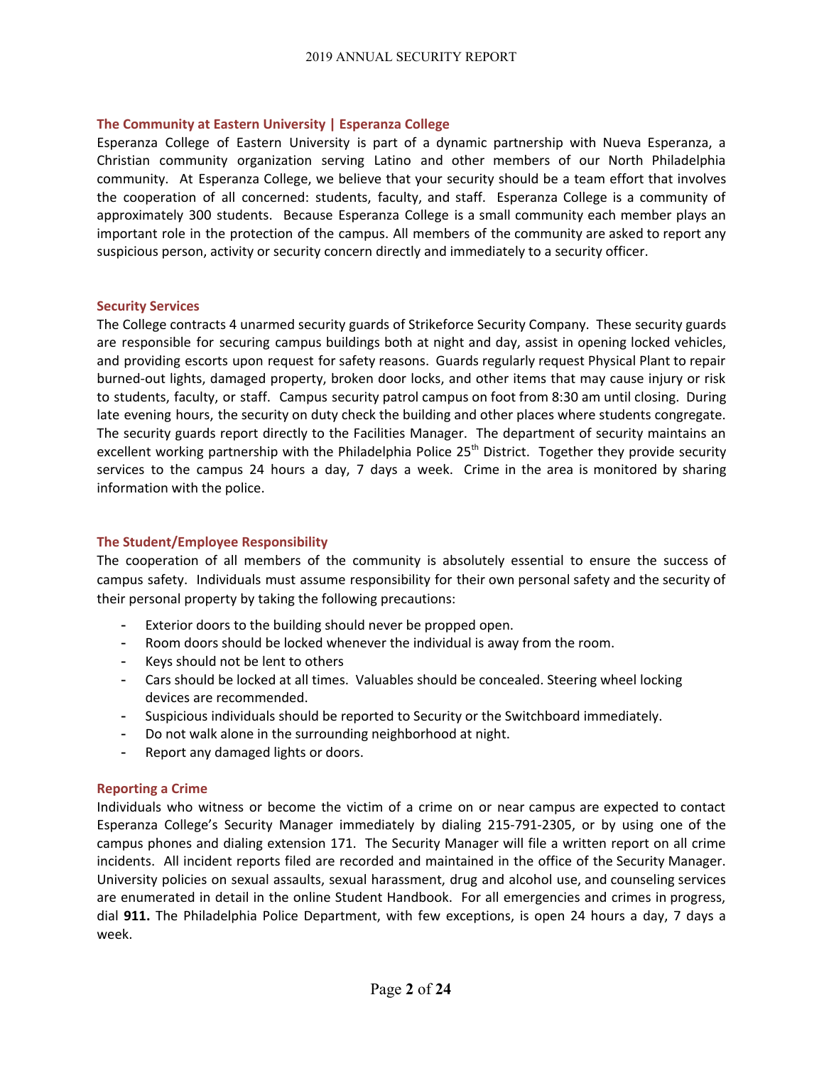## The Community at Eastern University | Esperanza College

Esperanza College of Eastern University is part of a dynamic partnership with Nueva Esperanza, a Christian community organization serving Latino and other members of our North Philadelphia community. At Esperanza College, we believe that your security should be a team effort that involves the cooperation of all concerned: students, faculty, and staff. Esperanza College is a community of approximately 300 students. Because Esperanza College is a small community each member plays an important role in the protection of the campus. All members of the community are asked to report any suspicious person, activity or security concern directly and immediately to a security officer.

## Security Services

The College contracts 4 unarmed security guards of Strikeforce Security Company. These security guards are responsible for securing campus buildings both at night and day, assist in opening locked vehicles, and providing escorts upon request for safety reasons. Guards regularly request Physical Plant to repair burned-out lights, damaged property, broken door locks, and other items that may cause injury or risk to students, faculty, or staff. Campus security patrol campus on foot from 8:30 am until closing. During late evening hours, the security on duty check the building and other places where students congregate. The security guards report directly to the Facilities Manager. The department of security maintains an excellent working partnership with the Philadelphia Police 25th District. Together they provide security services to the campus 24 hours a day, 7 days a week. Crime in the area is monitored by sharing information with the police.

## The Student/Employee Responsibility

The cooperation of all members of the community is absolutely essential to ensure the success of campus safety. Individuals must assume responsibility for their own personal safety and the security of their personal property by taking the following precautions:

- Exterior doors to the building should never be propped open.
- Room doors should be locked whenever the individual is away from the room.
- Keys should not be lent to others
- Cars should be locked at all times. Valuables should be concealed. Steering wheel locking devices are recommended.
- Suspicious individuals should be reported to Security or the Switchboard immediately.
- Do not walk alone in the surrounding neighborhood at night.
- Report any damaged lights or doors.

## Reporting a Crime

Individuals who witness or become the victim of a crime on or near campus are expected to contact Esperanza College's Security Manager immediately by dialing 215-791-2305, or by using one of the campus phones and dialing extension 171. The Security Manager will file a written report on all crime incidents. All incident reports filed are recorded and maintained in the office of the Security Manager. University policies on sexual assaults, sexual harassment, drug and alcohol use, and counseling services are enumerated in detail in the online Student Handbook. For all emergencies and crimes in progress, dial **911.** The Philadelphia Police Department, with few exceptions, is open 24 hours a day, 7 days a week.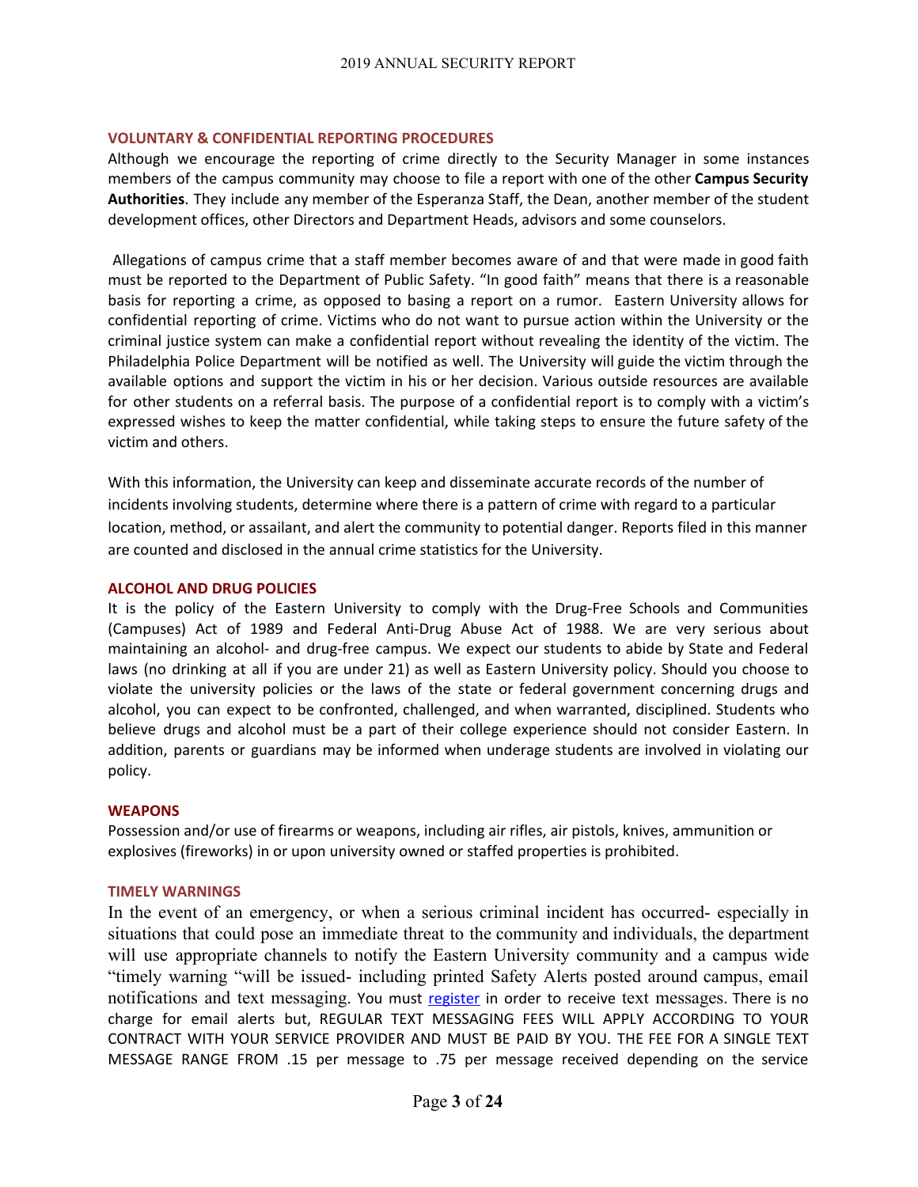## VOLUNTARY & CONFIDENTIAL REPORTING PROCEDURES

Although we encourage the reporting of crime directly to the Security Manager in some instances members of the campus community may choose to file a report with one of the other **Campus Security Authorities**. They include any member of the Esperanza Staff, the Dean, another member of the student development offices, other Directors and Department Heads, advisors and some counselors.

Allegations of campus crime that a staff member becomes aware of and that were made in good faith must be reported to the Department of Public Safety. "In good faith" means that there is a reasonable basis for reporting a crime, as opposed to basing a report on a rumor. Eastern University allows for confidential reporting of crime. Victims who do not want to pursue action within the University or the criminal justice system can make a confidential report without revealing the identity of the victim. The Philadelphia Police Department will be notified as well. The University will guide the victim through the available options and support the victim in his or her decision. Various outside resources are available for other students on a referral basis. The purpose of a confidential report is to comply with a victim's expressed wishes to keep the matter confidential, while taking steps to ensure the future safety of the victim and others.

With this information, the University can keep and disseminate accurate records of the number of incidents involving students, determine where there is a pattern of crime with regard to a particular location, method, or assailant, and alert the community to potential danger. Reports filed in this manner are counted and disclosed in the annual crime statistics for the University.

## ALCOHOL AND DRUG POLICIES

It is the policy of the Eastern University to comply with the Drug-Free Schools and Communities (Campuses) Act of 1989 and Federal Anti-Drug Abuse Act of 1988. We are very serious about maintaining an alcohol- and drug-free campus. We expect our students to abide by State and Federal laws (no drinking at all if you are under 21) as well as Eastern University policy. Should you choose to violate the university policies or the laws of the state or federal government concerning drugs and alcohol, you can expect to be confronted, challenged, and when warranted, disciplined. Students who believe drugs and alcohol must be a part of their college experience should not consider Eastern. In addition, parents or guardians may be informed when underage students are involved in violating our policy.

## WEAPONS

Possession and/or use of firearms or weapons, including air rifles, air pistols, knives, ammunition or explosives (fireworks) in or upon university owned or staffed properties is prohibited.

## TIMELY WARNINGS

In the event of an emergency, or when a serious criminal incident has occurred- especially in situations that could pose an immediate threat to the community and individuals, the department will use appropriate channels to notify the Eastern University community and a campus wide "timely warning "will be issued- including printed Safety Alerts posted around campus, email notifications and text messaging. You must register in order to receive text messages. There is no charge for email alerts but, REGULAR TEXT MESSAGING FEES WILL APPLY ACCORDING TO YOUR CONTRACT WITH YOUR SERVICE PROVIDER AND MUST BE PAID BY YOU. THE FEE FOR A SINGLE TEXT MESSAGE RANGE FROM .15 per message to .75 per message received depending on the service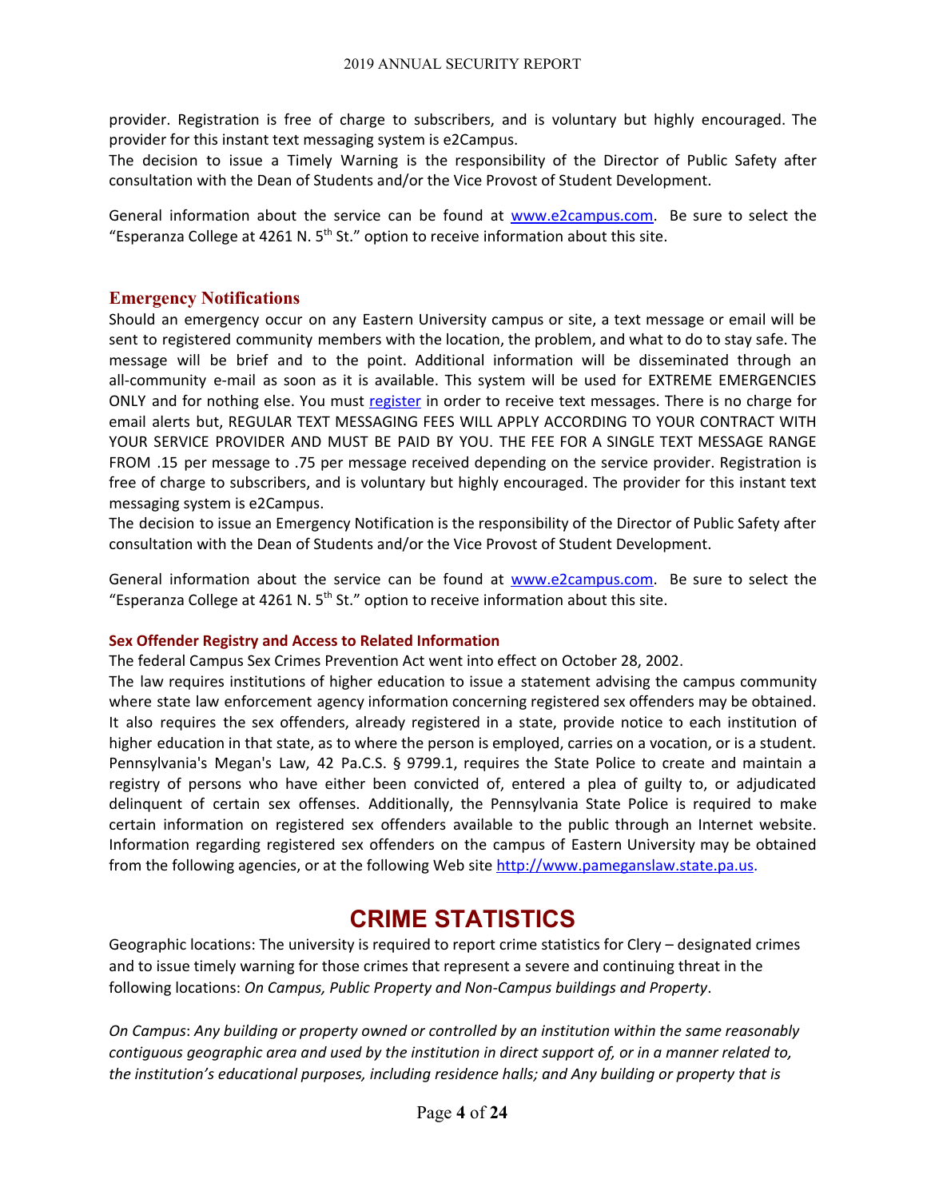provider. Registration is free of charge to subscribers, and is voluntary but highly encouraged. The provider for this instant text messaging system is e2Campus.

The decision to issue a Timely Warning is the responsibility of the Director of Public Safety after consultation with the Dean of Students and/or the Vice Provost of Student Development.

General information about the service can be found at [www.e2campus.com](http://www.e2campus.com). Be sure to select the "Esperanza College at 4261 N. 5th St." option to receive information about this site.

## Emergency Notifications

Should an emergency occur on any Eastern University campus or site, a text message or email will be sent to registered community members with the location, the problem, and what to do to stay safe. The message will be brief and to the point. Additional information will be disseminated through an all-community e-mail as soon as it is available. This system will be used for EXTREME EMERGENCIES ONLY and for nothing else. You must [register](register) in order to receive text messages. There is no charge for email alerts but, REGULAR TEXT MESSAGING FEES WILL APPLY ACCORDING TO YOUR CONTRACT WITH YOUR SERVICE PROVIDER AND MUST BE PAID BY YOU. THE FEE FOR A SINGLE TEXT MESSAGE RANGE FROM .15 per message to .75 per message received depending on the service provider. Registration is free of charge to subscribers, and is voluntary but highly encouraged. The provider for this instant text messaging system is e2Campus.

The decision to issue an Emergency Notification is the responsibility of the Director of Public Safety after consultation with the Dean of Students and/or the Vice Provost of Student Development.

General information about the service can be found at [www.e2campus.com](http://www.e2campus.com). Be sure to select the "Esperanza College at 4261 N. 5th St." option to receive information about this site.

### Sex Offender Registry and Access to Related Information

The federal Campus Sex Crimes Prevention Act went into effect on October 28, 2002.

The law requires institutions of higher education to issue a statement advising the campus community where state law enforcement agency information concerning registered sex offenders may be obtained. It also requires the sex offenders, already registered in a state, provide notice to each institution of higher education in that state, as to where the person is employed, carries on a vocation, or is a student. Pennsylvania's Megan's Law, 42 Pa.C.S. § 9799.1, requires the State Police to create and maintain a registry of persons who have either been convicted of, entered a plea of guilty to, or adjudicated delinquent of certain sex offenses. Additionally, the Pennsylvania State Police is required to make certain information on registered sex offenders available to the public through an Internet website. Information regarding registered sex offenders on the campus of Eastern University may be obtained from the following agencies, or at the following Web site [http://www.pameganslaw.state.pa.us](http://www.pameganslaw.state.pa.us).

# CRIME STATISTICS

Geographic locations: The university is required to report crime statistics for Clery – designated crimes and to issue timely warning for those crimes that represent a severe and continuing threat in the following locations: *On Campus, Public Property and Non-Campus buildings and Property*.

*On Campus*: *Any building or property owned or controlled by an institution within the same reasonably contiguous geographic area and used by the institution in direct support of, or in a manner related to, the institution's educational purposes, including residence halls; and Any building or property that is*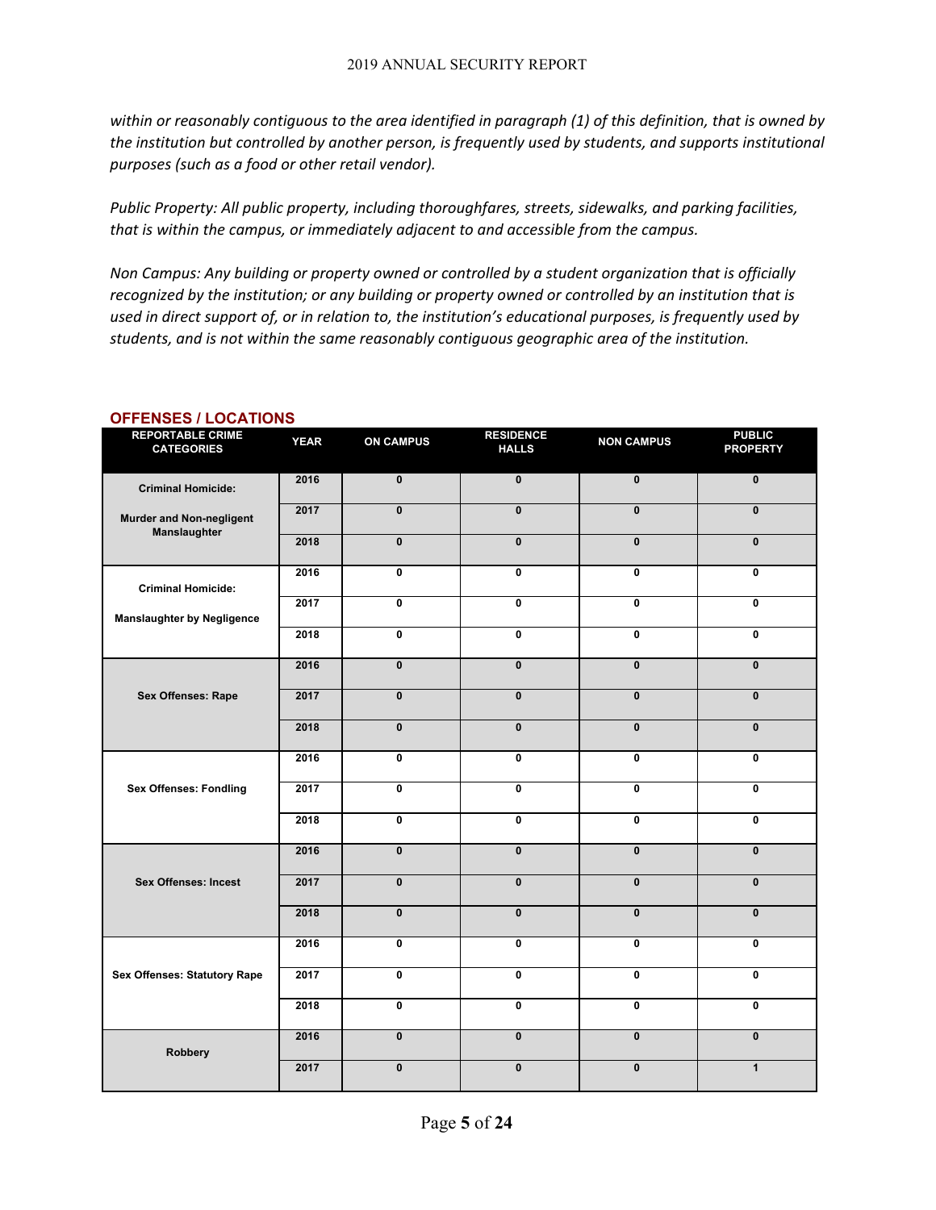*within or reasonably contiguous to the area identified in paragraph (1) of this definition, that is owned by the institution but controlled by another person, is frequently used by students, and supports institutional purposes (such as a food or other retail vendor).*

*Public Property: All public property, including thoroughfares, streets, sidewalks, and parking facilities, that is within the campus, or immediately adjacent to and accessible from the campus.*

*Non Campus: Any building or property owned or controlled by a student organization that is officially recognized by the institution; or any building or property owned or controlled by an institution that is used in direct support of, or in relation to, the institution's educational purposes, is frequently used by students, and is not within the same reasonably contiguous geographic area of the institution.*

## OFFENSES / LOCATIONS

| REPORTABLE CRIME CATEGORIES | YEAR | ON CAMPUS | RESIDENCE HALLS | NON CAMPUS | PUBLIC PROPERTY |
|---|---|---|---|---|---|
| Criminal Homicide: Murder and Non-negligent Manslaughter | 2016 | 0 | 0 | 0 | 0 |
| | 2017 | 0 | 0 | 0 | 0 |
| | 2018 | 0 | 0 | 0 | 0 |
| Criminal Homicide: Manslaughter by Negligence | 2016 | 0 | 0 | 0 | 0 |
| | 2017 | 0 | 0 | 0 | 0 |
| | 2018 | 0 | 0 | 0 | 0 |
| Sex Offenses: Rape | 2016 | 0 | 0 | 0 | 0 |
| | 2017 | 0 | 0 | 0 | 0 |
| | 2018 | 0 | 0 | 0 | 0 |
| Sex Offenses: Fondling | 2016 | 0 | 0 | 0 | 0 |
| | 2017 | 0 | 0 | 0 | 0 |
| | 2018 | 0 | 0 | 0 | 0 |
| Sex Offenses: Incest | 2016 | 0 | 0 | 0 | 0 |
| | 2017 | 0 | 0 | 0 | 0 |
| | 2018 | 0 | 0 | 0 | 0 |
| Sex Offenses: Statutory Rape | 2016 | 0 | 0 | 0 | 0 |
| | 2017 | 0 | 0 | 0 | 0 |
| | 2018 | 0 | 0 | 0 | 0 |
| Robbery | 2016 | 0 | 0 | 0 | 0 |
| | 2017 | 0 | 0 | 0 | 1 |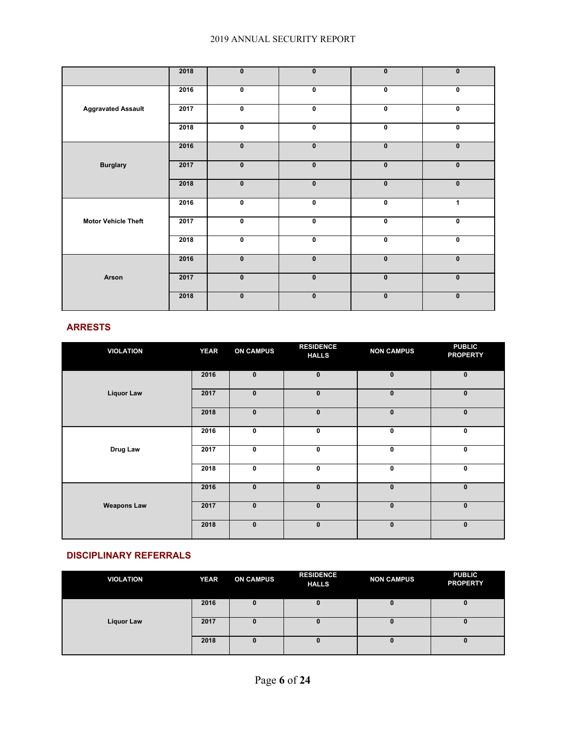| | | | | | |
|---|---|---|---|---|---|
| | 2018 | 0 | 0 | 0 | 0 |
| Aggravated Assault | 2016 | 0 | 0 | 0 | 0 |
| | 2017 | 0 | 0 | 0 | 0 |
| | 2018 | 0 | 0 | 0 | 0 |
| Burglary | 2016 | 0 | 0 | 0 | 0 |
| | 2017 | 0 | 0 | 0 | 0 |
| | 2018 | 0 | 0 | 0 | 0 |
| Motor Vehicle Theft | 2016 | 0 | 0 | 0 | 1 |
| | 2017 | 0 | 0 | 0 | 0 |
| | 2018 | 0 | 0 | 0 | 0 |
| Arson | 2016 | 0 | 0 | 0 | 0 |
| | 2017 | 0 | 0 | 0 | 0 |
| | 2018 | 0 | 0 | 0 | 0 |

## ARRESTS

| VIOLATION | YEAR | ON CAMPUS | RESIDENCE HALLS | NON CAMPUS | PUBLIC PROPERTY |
|---|---|---|---|---|---|
| Liquor Law | 2016 | 0 | 0 | 0 | 0 |
| | 2017 | 0 | 0 | 0 | 0 |
| | 2018 | 0 | 0 | 0 | 0 |
| Drug Law | 2016 | 0 | 0 | 0 | 0 |
| | 2017 | 0 | 0 | 0 | 0 |
| | 2018 | 0 | 0 | 0 | 0 |
| Weapons Law | 2016 | 0 | 0 | 0 | 0 |
| | 2017 | 0 | 0 | 0 | 0 |
| | 2018 | 0 | 0 | 0 | 0 |

## DISCIPLINARY REFERRALS

| VIOLATION | YEAR | ON CAMPUS | RESIDENCE HALLS | NON CAMPUS | PUBLIC PROPERTY |
|---|---|---|---|---|---|
| Liquor Law | 2016 | 0 | 0 | 0 | 0 |
| | 2017 | 0 | 0 | 0 | 0 |
| | 2018 | 0 | 0 | 0 | 0 |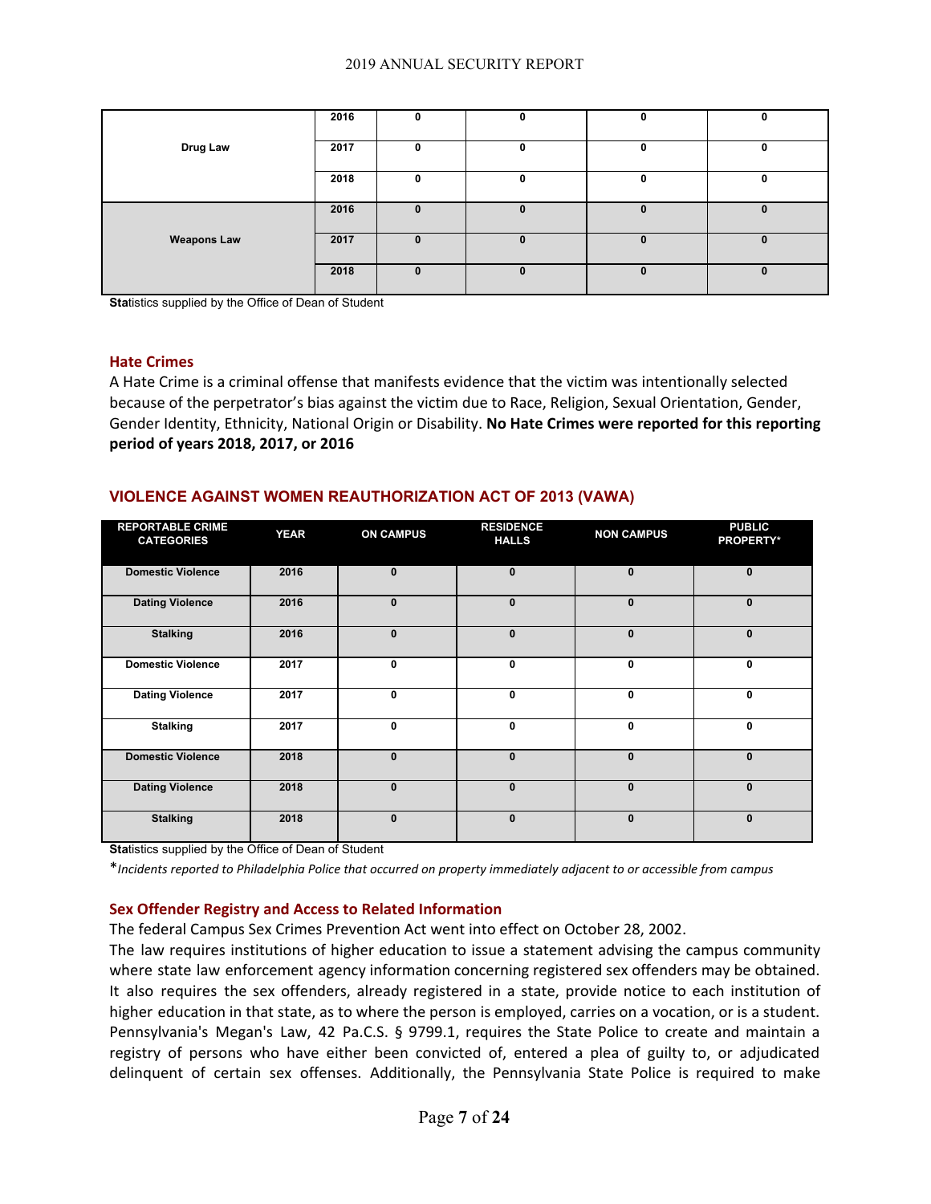| | | | | | |
|---|---|---|---|---|---|
| Drug Law | 2016 | 0 | 0 | 0 | 0 |
| | 2017 | 0 | 0 | 0 | 0 |
| | 2018 | 0 | 0 | 0 | 0 |
| Weapons Law | 2016 | 0 | 0 | 0 | 0 |
| | 2017 | 0 | 0 | 0 | 0 |
| | 2018 | 0 | 0 | 0 | 0 |

**Sta**tistics supplied by the Office of Dean of Student

## Hate Crimes

A Hate Crime is a criminal offense that manifests evidence that the victim was intentionally selected because of the perpetrator's bias against the victim due to Race, Religion, Sexual Orientation, Gender, Gender Identity, Ethnicity, National Origin or Disability. **No Hate Crimes were reported for this reporting period of years 2018, 2017, or 2016**

## VIOLENCE AGAINST WOMEN REAUTHORIZATION ACT OF 2013 (VAWA)

| REPORTABLE CRIME CATEGORIES | YEAR | ON CAMPUS | RESIDENCE HALLS | NON CAMPUS | PUBLIC PROPERTY* |
|---|---|---|---|---|---|
| Domestic Violence | 2016 | 0 | 0 | 0 | 0 |
| Dating Violence | 2016 | 0 | 0 | 0 | 0 |
| Stalking | 2016 | 0 | 0 | 0 | 0 |
| Domestic Violence | 2017 | 0 | 0 | 0 | 0 |
| Dating Violence | 2017 | 0 | 0 | 0 | 0 |
| Stalking | 2017 | 0 | 0 | 0 | 0 |
| Domestic Violence | 2018 | 0 | 0 | 0 | 0 |
| Dating Violence | 2018 | 0 | 0 | 0 | 0 |
| Stalking | 2018 | 0 | 0 | 0 | 0 |

**Sta**tistics supplied by the Office of Dean of Student

*\*Incidents reported to Philadelphia Police that occurred on property immediately adjacent to or accessible from campus*

## Sex Offender Registry and Access to Related Information

The federal Campus Sex Crimes Prevention Act went into effect on October 28, 2002.

The law requires institutions of higher education to issue a statement advising the campus community where state law enforcement agency information concerning registered sex offenders may be obtained. It also requires the sex offenders, already registered in a state, provide notice to each institution of higher education in that state, as to where the person is employed, carries on a vocation, or is a student. Pennsylvania's Megan's Law, 42 Pa.C.S. § 9799.1, requires the State Police to create and maintain a registry of persons who have either been convicted of, entered a plea of guilty to, or adjudicated delinquent of certain sex offenses. Additionally, the Pennsylvania State Police is required to make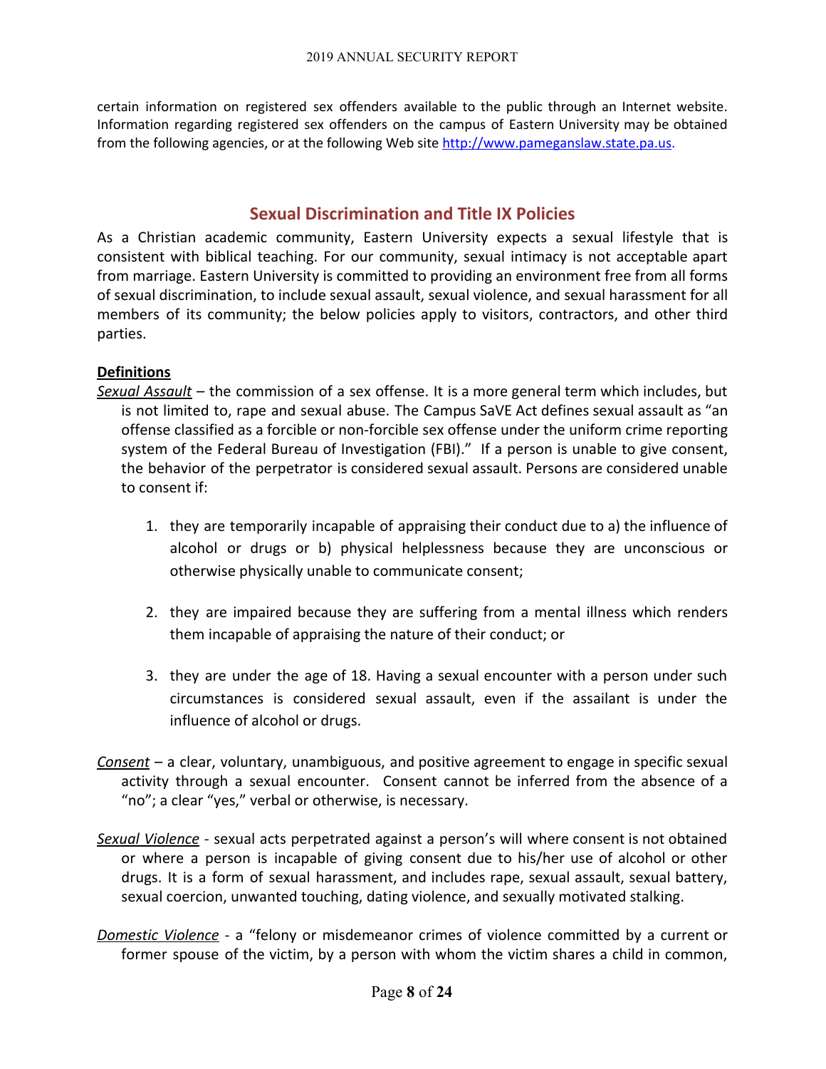certain information on registered sex offenders available to the public through an Internet website. Information regarding registered sex offenders on the campus of Eastern University may be obtained from the following agencies, or at the following Web site http://www.pameganslaw.state.pa.us.

## Sexual Discrimination and Title IX Policies

As a Christian academic community, Eastern University expects a sexual lifestyle that is consistent with biblical teaching. For our community, sexual intimacy is not acceptable apart from marriage. Eastern University is committed to providing an environment free from all forms of sexual discrimination, to include sexual assault, sexual violence, and sexual harassment for all members of its community; the below policies apply to visitors, contractors, and other third parties.

**Definitions**

*Sexual Assault* – the commission of a sex offense. It is a more general term which includes, but is not limited to, rape and sexual abuse. The Campus SaVE Act defines sexual assault as "an offense classified as a forcible or non-forcible sex offense under the uniform crime reporting system of the Federal Bureau of Investigation (FBI)." If a person is unable to give consent, the behavior of the perpetrator is considered sexual assault. Persons are considered unable to consent if:

1. they are temporarily incapable of appraising their conduct due to a) the influence of alcohol or drugs or b) physical helplessness because they are unconscious or otherwise physically unable to communicate consent;
2. they are impaired because they are suffering from a mental illness which renders them incapable of appraising the nature of their conduct; or
3. they are under the age of 18. Having a sexual encounter with a person under such circumstances is considered sexual assault, even if the assailant is under the influence of alcohol or drugs.

*Consent* – a clear, voluntary, unambiguous, and positive agreement to engage in specific sexual activity through a sexual encounter. Consent cannot be inferred from the absence of a "no"; a clear "yes," verbal or otherwise, is necessary.

*Sexual Violence* - sexual acts perpetrated against a person's will where consent is not obtained or where a person is incapable of giving consent due to his/her use of alcohol or other drugs. It is a form of sexual harassment, and includes rape, sexual assault, sexual battery, sexual coercion, unwanted touching, dating violence, and sexually motivated stalking.

*Domestic Violence* - a "felony or misdemeanor crimes of violence committed by a current or former spouse of the victim, by a person with whom the victim shares a child in common,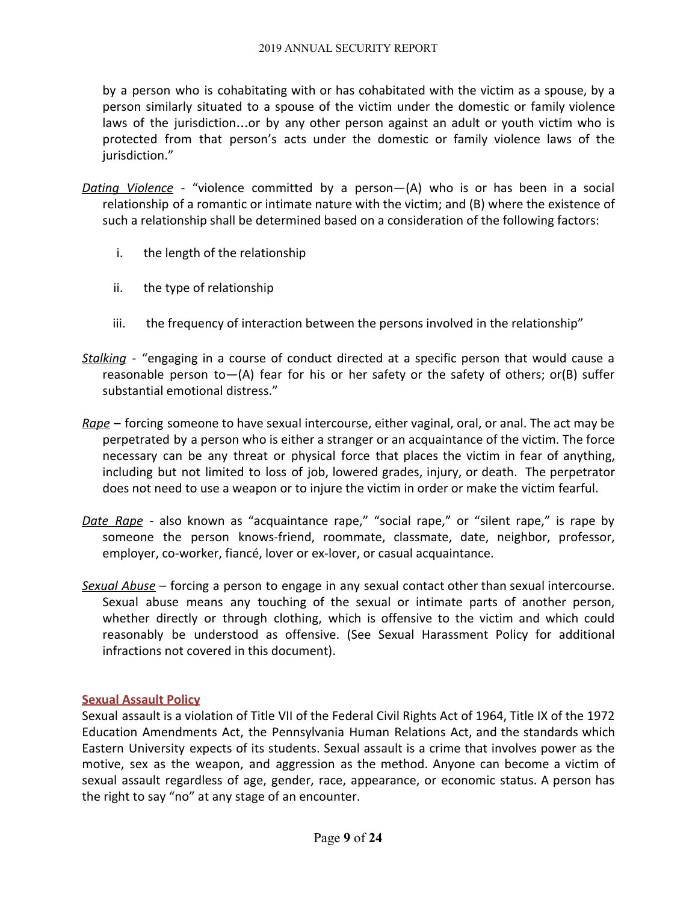by a person who is cohabitating with or has cohabitated with the victim as a spouse, by a person similarly situated to a spouse of the victim under the domestic or family violence laws of the jurisdiction…or by any other person against an adult or youth victim who is protected from that person's acts under the domestic or family violence laws of the jurisdiction."

*Dating Violence* - "violence committed by a person—(A) who is or has been in a social relationship of a romantic or intimate nature with the victim; and (B) where the existence of such a relationship shall be determined based on a consideration of the following factors:

i. the length of the relationship

ii. the type of relationship

iii. the frequency of interaction between the persons involved in the relationship"

*Stalking* - "engaging in a course of conduct directed at a specific person that would cause a reasonable person to—(A) fear for his or her safety or the safety of others; or(B) suffer substantial emotional distress."

*Rape* – forcing someone to have sexual intercourse, either vaginal, oral, or anal. The act may be perpetrated by a person who is either a stranger or an acquaintance of the victim. The force necessary can be any threat or physical force that places the victim in fear of anything, including but not limited to loss of job, lowered grades, injury, or death. The perpetrator does not need to use a weapon or to injure the victim in order or make the victim fearful.

*Date Rape* - also known as "acquaintance rape," "social rape," or "silent rape," is rape by someone the person knows-friend, roommate, classmate, date, neighbor, professor, employer, co-worker, fiancé, lover or ex-lover, or casual acquaintance.

*Sexual Abuse* – forcing a person to engage in any sexual contact other than sexual intercourse. Sexual abuse means any touching of the sexual or intimate parts of another person, whether directly or through clothing, which is offensive to the victim and which could reasonably be understood as offensive. (See Sexual Harassment Policy for additional infractions not covered in this document).

## Sexual Assault Policy

Sexual assault is a violation of Title VII of the Federal Civil Rights Act of 1964, Title IX of the 1972 Education Amendments Act, the Pennsylvania Human Relations Act, and the standards which Eastern University expects of its students. Sexual assault is a crime that involves power as the motive, sex as the weapon, and aggression as the method. Anyone can become a victim of sexual assault regardless of age, gender, race, appearance, or economic status. A person has the right to say "no" at any stage of an encounter.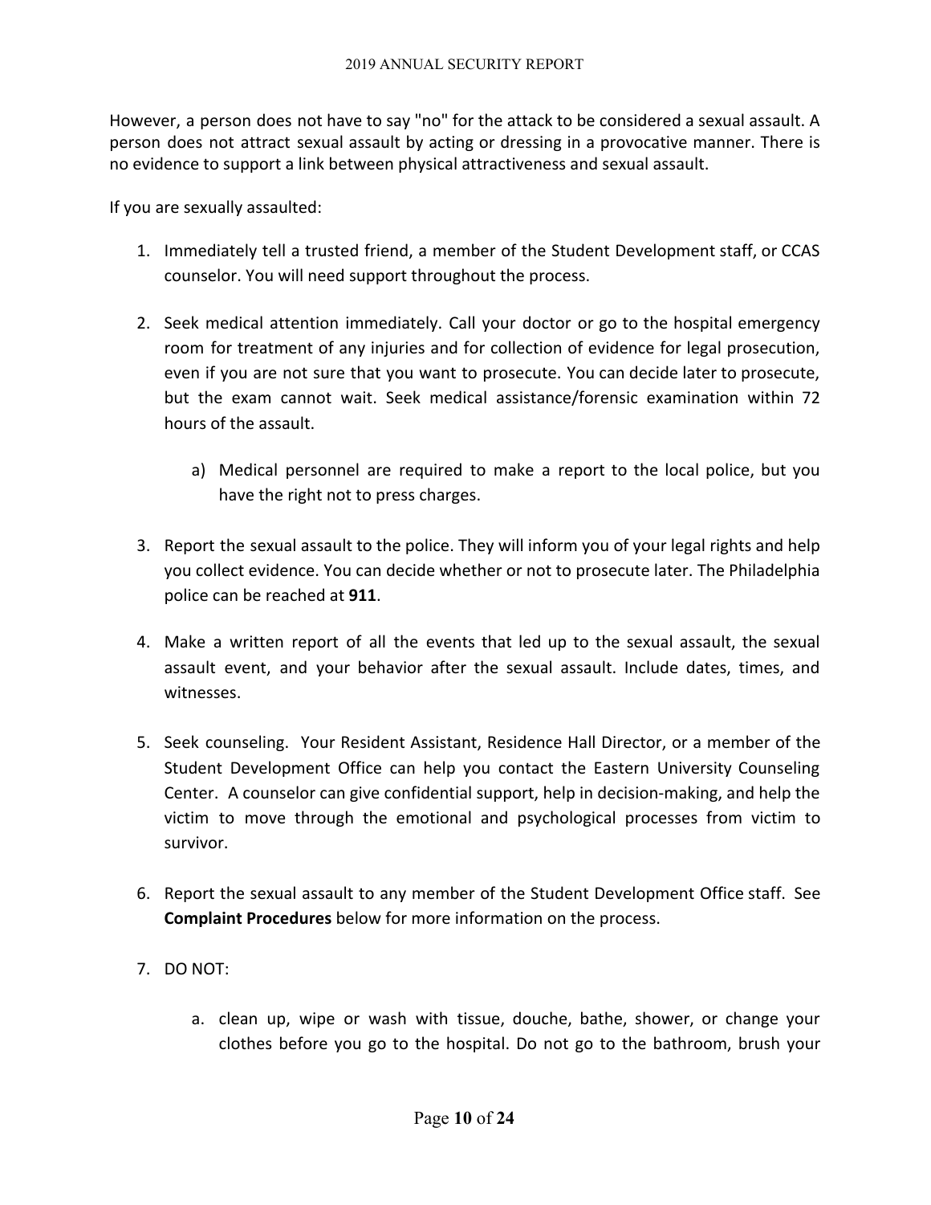However, a person does not have to say "no" for the attack to be considered a sexual assault. A person does not attract sexual assault by acting or dressing in a provocative manner. There is no evidence to support a link between physical attractiveness and sexual assault.

If you are sexually assaulted:

1. Immediately tell a trusted friend, a member of the Student Development staff, or CCAS counselor. You will need support throughout the process.

2. Seek medical attention immediately. Call your doctor or go to the hospital emergency room for treatment of any injuries and for collection of evidence for legal prosecution, even if you are not sure that you want to prosecute. You can decide later to prosecute, but the exam cannot wait. Seek medical assistance/forensic examination within 72 hours of the assault.

    a) Medical personnel are required to make a report to the local police, but you have the right not to press charges.

3. Report the sexual assault to the police. They will inform you of your legal rights and help you collect evidence. You can decide whether or not to prosecute later. The Philadelphia police can be reached at **911**.

4. Make a written report of all the events that led up to the sexual assault, the sexual assault event, and your behavior after the sexual assault. Include dates, times, and witnesses.

5. Seek counseling. Your Resident Assistant, Residence Hall Director, or a member of the Student Development Office can help you contact the Eastern University Counseling Center. A counselor can give confidential support, help in decision-making, and help the victim to move through the emotional and psychological processes from victim to survivor.

6. Report the sexual assault to any member of the Student Development Office staff. See **Complaint Procedures** below for more information on the process.

7. DO NOT:

    a. clean up, wipe or wash with tissue, douche, bathe, shower, or change your clothes before you go to the hospital. Do not go to the bathroom, brush your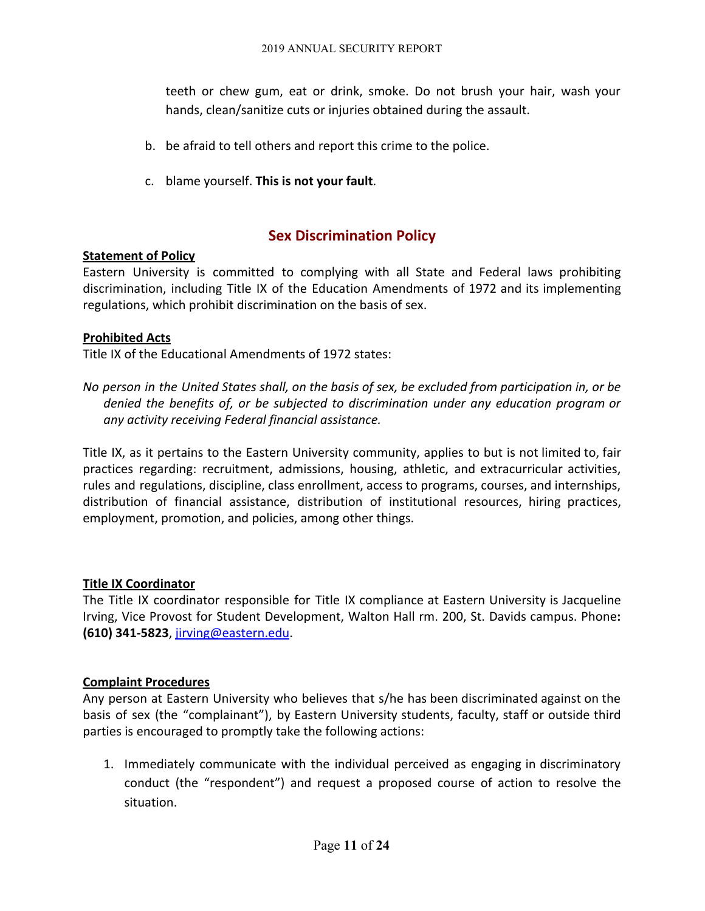teeth or chew gum, eat or drink, smoke. Do not brush your hair, wash your hands, clean/sanitize cuts or injuries obtained during the assault.

b. be afraid to tell others and report this crime to the police.

c. blame yourself. **This is not your fault**.

## Sex Discrimination Policy

**Statement of Policy**

Eastern University is committed to complying with all State and Federal laws prohibiting discrimination, including Title IX of the Education Amendments of 1972 and its implementing regulations, which prohibit discrimination on the basis of sex.

**Prohibited Acts**

Title IX of the Educational Amendments of 1972 states:

*No person in the United States shall, on the basis of sex, be excluded from participation in, or be denied the benefits of, or be subjected to discrimination under any education program or any activity receiving Federal financial assistance.*

Title IX, as it pertains to the Eastern University community, applies to but is not limited to, fair practices regarding: recruitment, admissions, housing, athletic, and extracurricular activities, rules and regulations, discipline, class enrollment, access to programs, courses, and internships, distribution of financial assistance, distribution of institutional resources, hiring practices, employment, promotion, and policies, among other things.

**Title IX Coordinator**

The Title IX coordinator responsible for Title IX compliance at Eastern University is Jacqueline Irving, Vice Provost for Student Development, Walton Hall rm. 200, St. Davids campus. Phone**: (610) 341-5823**, jirving@eastern.edu.

**Complaint Procedures**

Any person at Eastern University who believes that s/he has been discriminated against on the basis of sex (the "complainant"), by Eastern University students, faculty, staff or outside third parties is encouraged to promptly take the following actions:

1. Immediately communicate with the individual perceived as engaging in discriminatory conduct (the "respondent") and request a proposed course of action to resolve the situation.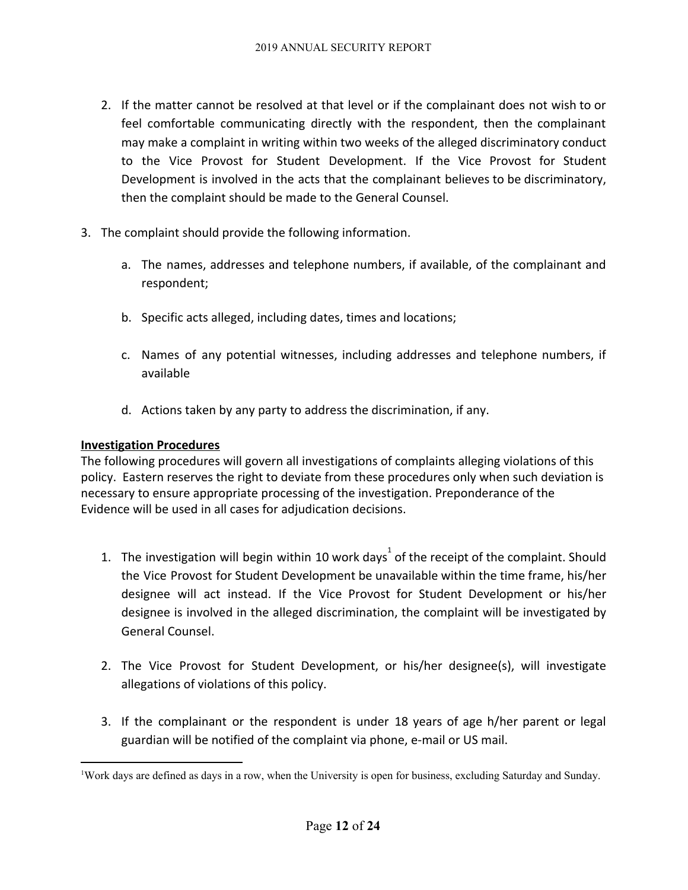2. If the matter cannot be resolved at that level or if the complainant does not wish to or feel comfortable communicating directly with the respondent, then the complainant may make a complaint in writing within two weeks of the alleged discriminatory conduct to the Vice Provost for Student Development. If the Vice Provost for Student Development is involved in the acts that the complainant believes to be discriminatory, then the complaint should be made to the General Counsel.

3. The complaint should provide the following information.

   a. The names, addresses and telephone numbers, if available, of the complainant and respondent;

   b. Specific acts alleged, including dates, times and locations;

   c. Names of any potential witnesses, including addresses and telephone numbers, if available

   d. Actions taken by any party to address the discrimination, if any.

**Investigation Procedures**

The following procedures will govern all investigations of complaints alleging violations of this policy. Eastern reserves the right to deviate from these procedures only when such deviation is necessary to ensure appropriate processing of the investigation. Preponderance of the Evidence will be used in all cases for adjudication decisions.

1. The investigation will begin within 10 work days[1] of the receipt of the complaint. Should the Vice Provost for Student Development be unavailable within the time frame, his/her designee will act instead. If the Vice Provost for Student Development or his/her designee is involved in the alleged discrimination, the complaint will be investigated by General Counsel.

2. The Vice Provost for Student Development, or his/her designee(s), will investigate allegations of violations of this policy.

3. If the complainant or the respondent is under 18 years of age h/her parent or legal guardian will be notified of the complaint via phone, e-mail or US mail.

---

[1] Work days are defined as days in a row, when the University is open for business, excluding Saturday and Sunday.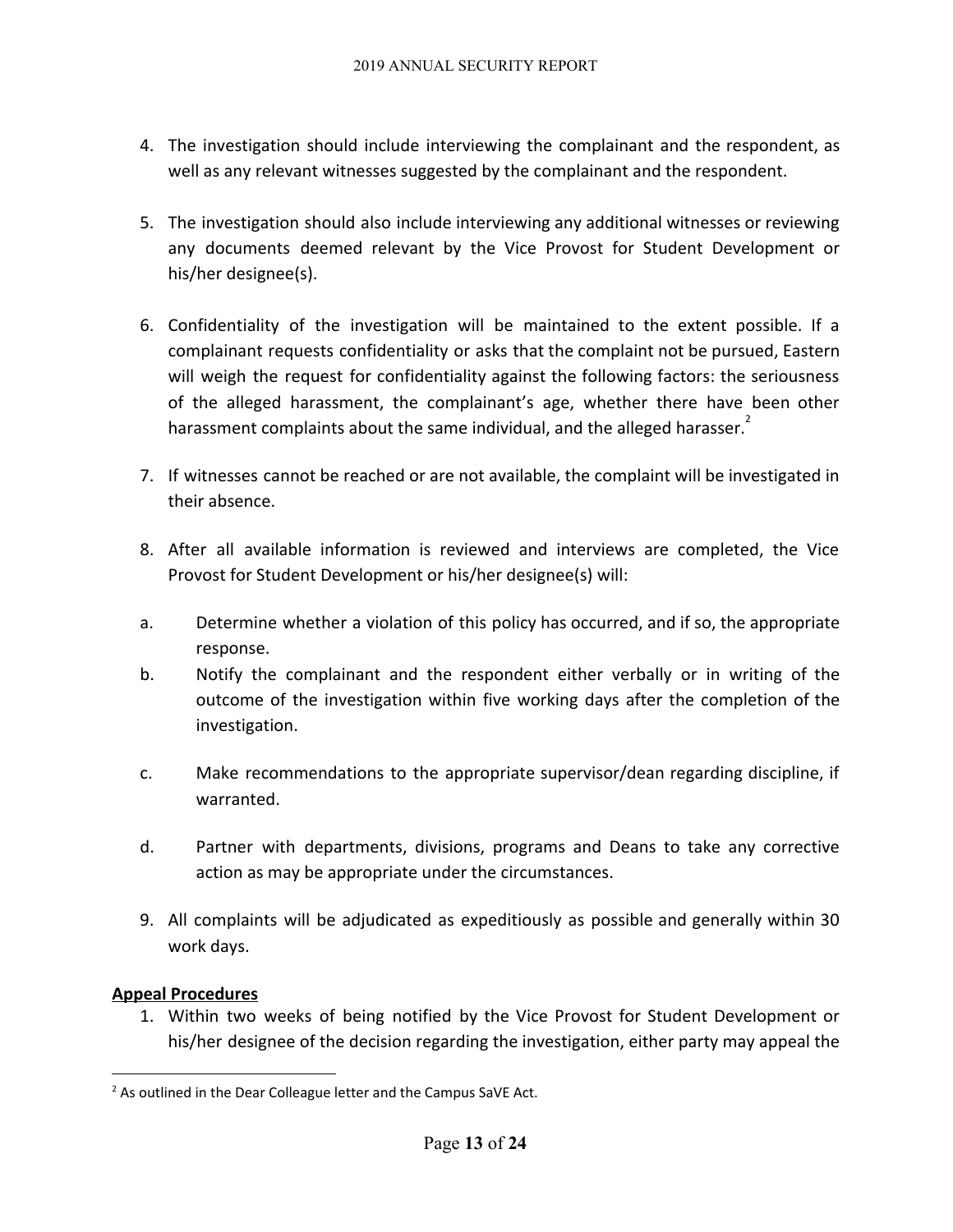4. The investigation should include interviewing the complainant and the respondent, as well as any relevant witnesses suggested by the complainant and the respondent.

5. The investigation should also include interviewing any additional witnesses or reviewing any documents deemed relevant by the Vice Provost for Student Development or his/her designee(s).

6. Confidentiality of the investigation will be maintained to the extent possible. If a complainant requests confidentiality or asks that the complaint not be pursued, Eastern will weigh the request for confidentiality against the following factors: the seriousness of the alleged harassment, the complainant's age, whether there have been other harassment complaints about the same individual, and the alleged harasser.[2]

7. If witnesses cannot be reached or are not available, the complaint will be investigated in their absence.

8. After all available information is reviewed and interviews are completed, the Vice Provost for Student Development or his/her designee(s) will:

   a. Determine whether a violation of this policy has occurred, and if so, the appropriate response.

   b. Notify the complainant and the respondent either verbally or in writing of the outcome of the investigation within five working days after the completion of the investigation.

   c. Make recommendations to the appropriate supervisor/dean regarding discipline, if warranted.

   d. Partner with departments, divisions, programs and Deans to take any corrective action as may be appropriate under the circumstances.

9. All complaints will be adjudicated as expeditiously as possible and generally within 30 work days.

**Appeal Procedures**

1. Within two weeks of being notified by the Vice Provost for Student Development or his/her designee of the decision regarding the investigation, either party may appeal the

---

[2] As outlined in the Dear Colleague letter and the Campus SaVE Act.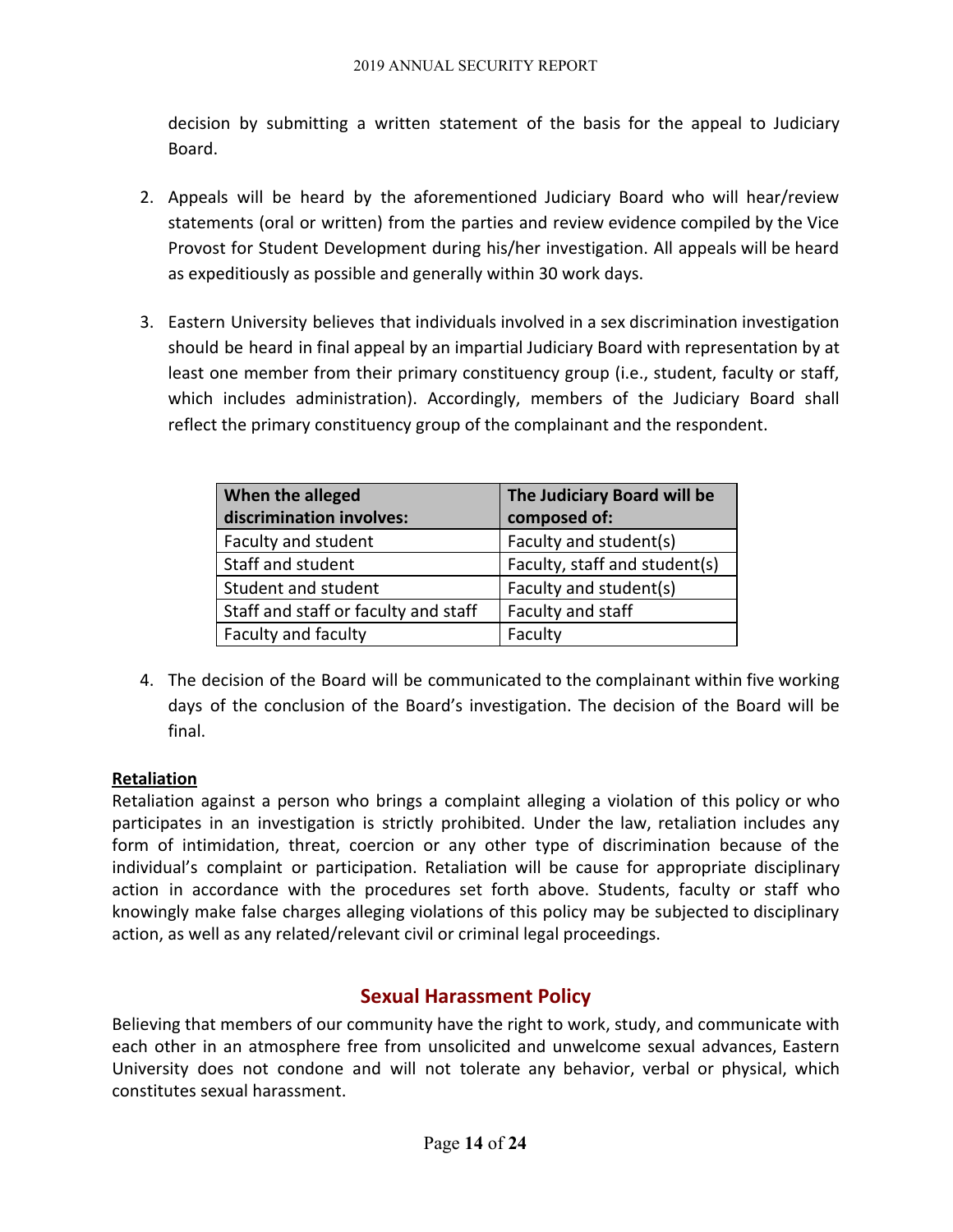decision by submitting a written statement of the basis for the appeal to Judiciary Board.

2. Appeals will be heard by the aforementioned Judiciary Board who will hear/review statements (oral or written) from the parties and review evidence compiled by the Vice Provost for Student Development during his/her investigation. All appeals will be heard as expeditiously as possible and generally within 30 work days.

3. Eastern University believes that individuals involved in a sex discrimination investigation should be heard in final appeal by an impartial Judiciary Board with representation by at least one member from their primary constituency group (i.e., student, faculty or staff, which includes administration). Accordingly, members of the Judiciary Board shall reflect the primary constituency group of the complainant and the respondent.

| When the alleged discrimination involves: | The Judiciary Board will be composed of: |
|---|---|
| Faculty and student | Faculty and student(s) |
| Staff and student | Faculty, staff and student(s) |
| Student and student | Faculty and student(s) |
| Staff and staff or faculty and staff | Faculty and staff |
| Faculty and faculty | Faculty |

4. The decision of the Board will be communicated to the complainant within five working days of the conclusion of the Board's investigation. The decision of the Board will be final.

**Retaliation**

Retaliation against a person who brings a complaint alleging a violation of this policy or who participates in an investigation is strictly prohibited. Under the law, retaliation includes any form of intimidation, threat, coercion or any other type of discrimination because of the individual's complaint or participation. Retaliation will be cause for appropriate disciplinary action in accordance with the procedures set forth above. Students, faculty or staff who knowingly make false charges alleging violations of this policy may be subjected to disciplinary action, as well as any related/relevant civil or criminal legal proceedings.

## Sexual Harassment Policy

Believing that members of our community have the right to work, study, and communicate with each other in an atmosphere free from unsolicited and unwelcome sexual advances, Eastern University does not condone and will not tolerate any behavior, verbal or physical, which constitutes sexual harassment.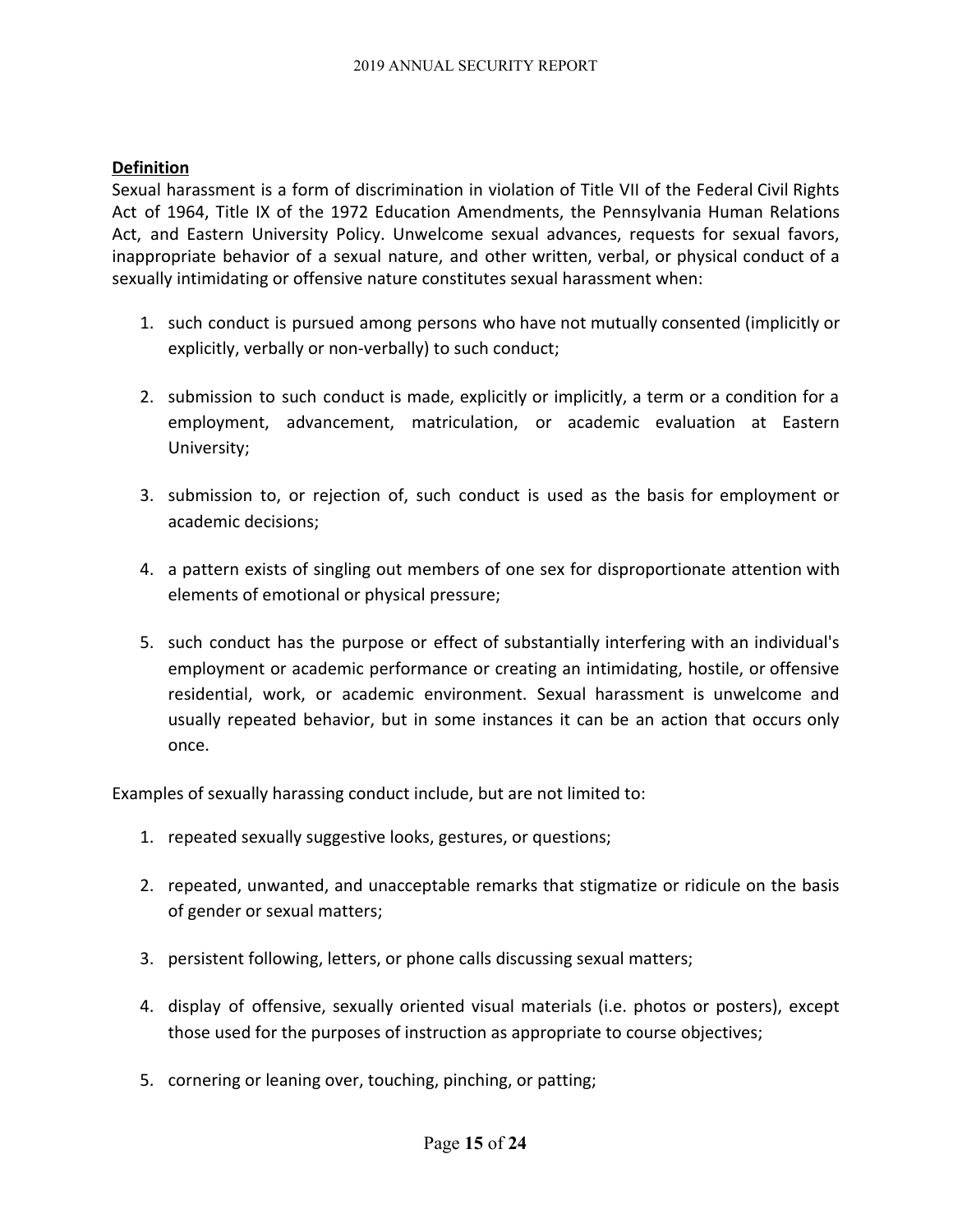**Definition**

Sexual harassment is a form of discrimination in violation of Title VII of the Federal Civil Rights Act of 1964, Title IX of the 1972 Education Amendments, the Pennsylvania Human Relations Act, and Eastern University Policy. Unwelcome sexual advances, requests for sexual favors, inappropriate behavior of a sexual nature, and other written, verbal, or physical conduct of a sexually intimidating or offensive nature constitutes sexual harassment when:

1. such conduct is pursued among persons who have not mutually consented (implicitly or explicitly, verbally or non-verbally) to such conduct;
2. submission to such conduct is made, explicitly or implicitly, a term or a condition for a employment, advancement, matriculation, or academic evaluation at Eastern University;
3. submission to, or rejection of, such conduct is used as the basis for employment or academic decisions;
4. a pattern exists of singling out members of one sex for disproportionate attention with elements of emotional or physical pressure;
5. such conduct has the purpose or effect of substantially interfering with an individual's employment or academic performance or creating an intimidating, hostile, or offensive residential, work, or academic environment. Sexual harassment is unwelcome and usually repeated behavior, but in some instances it can be an action that occurs only once.

Examples of sexually harassing conduct include, but are not limited to:

1. repeated sexually suggestive looks, gestures, or questions;
2. repeated, unwanted, and unacceptable remarks that stigmatize or ridicule on the basis of gender or sexual matters;
3. persistent following, letters, or phone calls discussing sexual matters;
4. display of offensive, sexually oriented visual materials (i.e. photos or posters), except those used for the purposes of instruction as appropriate to course objectives;
5. cornering or leaning over, touching, pinching, or patting;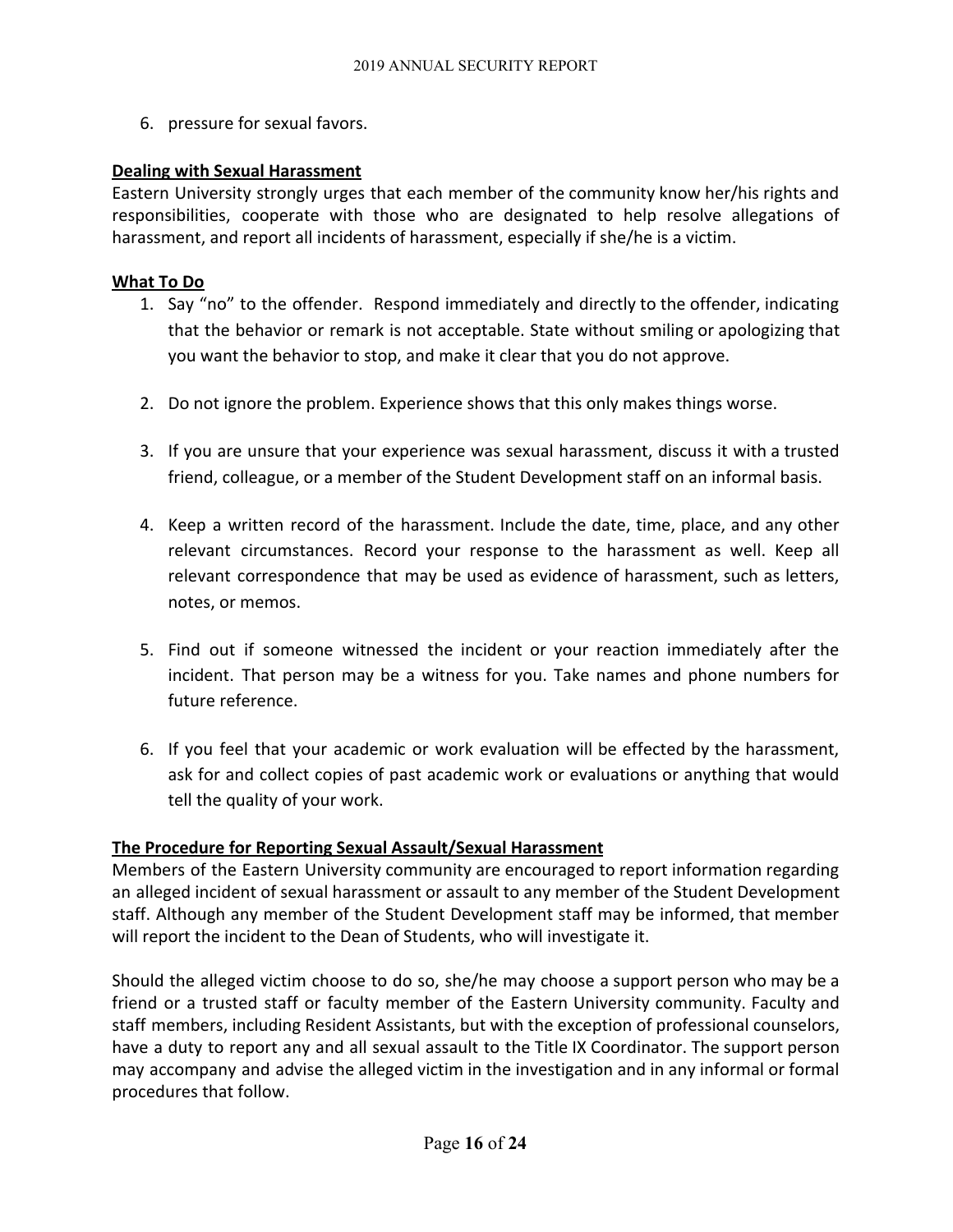6. pressure for sexual favors.

**Dealing with Sexual Harassment**

Eastern University strongly urges that each member of the community know her/his rights and responsibilities, cooperate with those who are designated to help resolve allegations of harassment, and report all incidents of harassment, especially if she/he is a victim.

**What To Do**

1. Say “no” to the offender. Respond immediately and directly to the offender, indicating that the behavior or remark is not acceptable. State without smiling or apologizing that you want the behavior to stop, and make it clear that you do not approve.

2. Do not ignore the problem. Experience shows that this only makes things worse.

3. If you are unsure that your experience was sexual harassment, discuss it with a trusted friend, colleague, or a member of the Student Development staff on an informal basis.

4. Keep a written record of the harassment. Include the date, time, place, and any other relevant circumstances. Record your response to the harassment as well. Keep all relevant correspondence that may be used as evidence of harassment, such as letters, notes, or memos.

5. Find out if someone witnessed the incident or your reaction immediately after the incident. That person may be a witness for you. Take names and phone numbers for future reference.

6. If you feel that your academic or work evaluation will be effected by the harassment, ask for and collect copies of past academic work or evaluations or anything that would tell the quality of your work.

**The Procedure for Reporting Sexual Assault/Sexual Harassment**

Members of the Eastern University community are encouraged to report information regarding an alleged incident of sexual harassment or assault to any member of the Student Development staff. Although any member of the Student Development staff may be informed, that member will report the incident to the Dean of Students, who will investigate it.

Should the alleged victim choose to do so, she/he may choose a support person who may be a friend or a trusted staff or faculty member of the Eastern University community. Faculty and staff members, including Resident Assistants, but with the exception of professional counselors, have a duty to report any and all sexual assault to the Title IX Coordinator. The support person may accompany and advise the alleged victim in the investigation and in any informal or formal procedures that follow.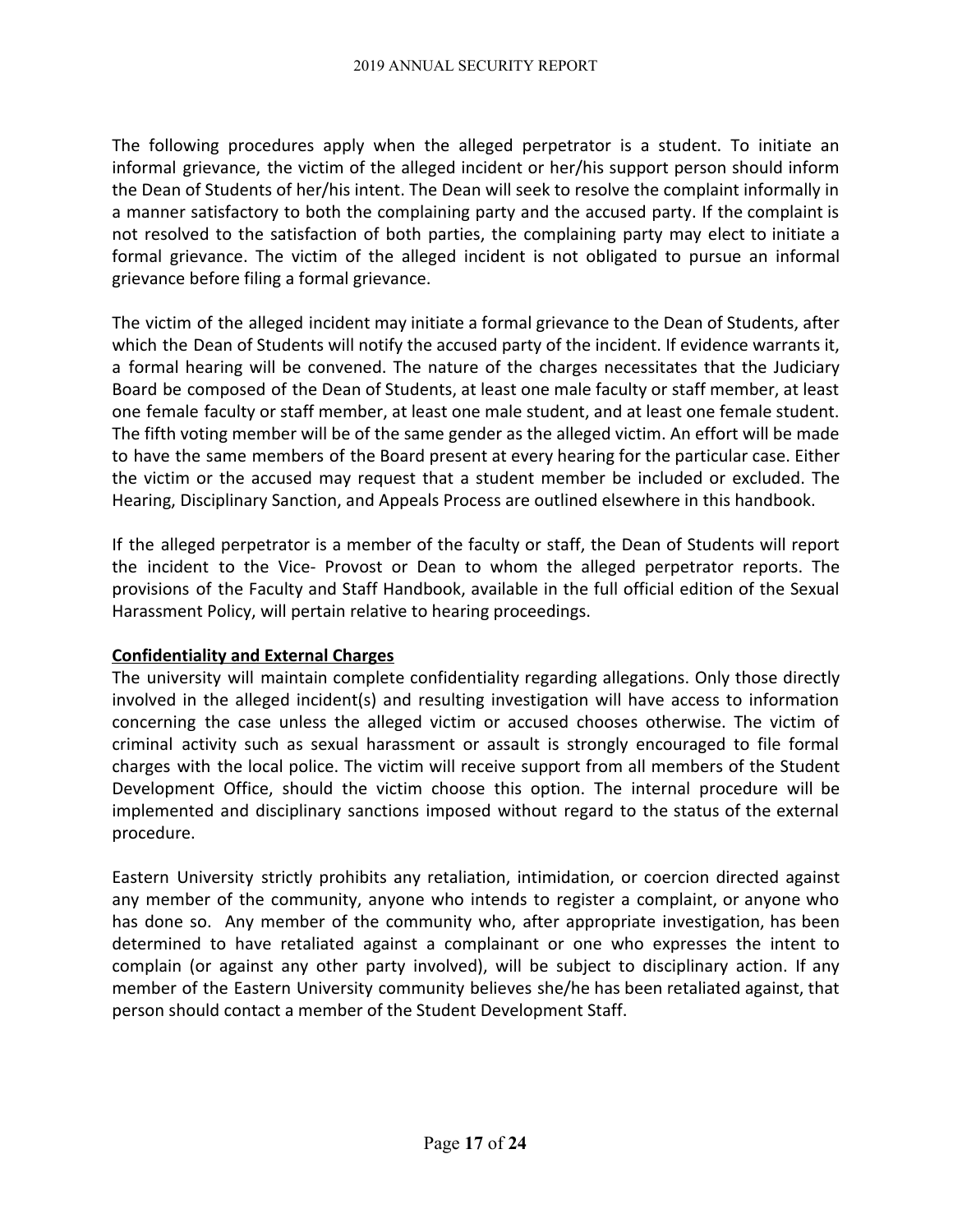The following procedures apply when the alleged perpetrator is a student. To initiate an informal grievance, the victim of the alleged incident or her/his support person should inform the Dean of Students of her/his intent. The Dean will seek to resolve the complaint informally in a manner satisfactory to both the complaining party and the accused party. If the complaint is not resolved to the satisfaction of both parties, the complaining party may elect to initiate a formal grievance. The victim of the alleged incident is not obligated to pursue an informal grievance before filing a formal grievance.

The victim of the alleged incident may initiate a formal grievance to the Dean of Students, after which the Dean of Students will notify the accused party of the incident. If evidence warrants it, a formal hearing will be convened. The nature of the charges necessitates that the Judiciary Board be composed of the Dean of Students, at least one male faculty or staff member, at least one female faculty or staff member, at least one male student, and at least one female student. The fifth voting member will be of the same gender as the alleged victim. An effort will be made to have the same members of the Board present at every hearing for the particular case. Either the victim or the accused may request that a student member be included or excluded. The Hearing, Disciplinary Sanction, and Appeals Process are outlined elsewhere in this handbook.

If the alleged perpetrator is a member of the faculty or staff, the Dean of Students will report the incident to the Vice- Provost or Dean to whom the alleged perpetrator reports. The provisions of the Faculty and Staff Handbook, available in the full official edition of the Sexual Harassment Policy, will pertain relative to hearing proceedings.

**Confidentiality and External Charges**

The university will maintain complete confidentiality regarding allegations. Only those directly involved in the alleged incident(s) and resulting investigation will have access to information concerning the case unless the alleged victim or accused chooses otherwise. The victim of criminal activity such as sexual harassment or assault is strongly encouraged to file formal charges with the local police. The victim will receive support from all members of the Student Development Office, should the victim choose this option. The internal procedure will be implemented and disciplinary sanctions imposed without regard to the status of the external procedure.

Eastern University strictly prohibits any retaliation, intimidation, or coercion directed against any member of the community, anyone who intends to register a complaint, or anyone who has done so. Any member of the community who, after appropriate investigation, has been determined to have retaliated against a complainant or one who expresses the intent to complain (or against any other party involved), will be subject to disciplinary action. If any member of the Eastern University community believes she/he has been retaliated against, that person should contact a member of the Student Development Staff.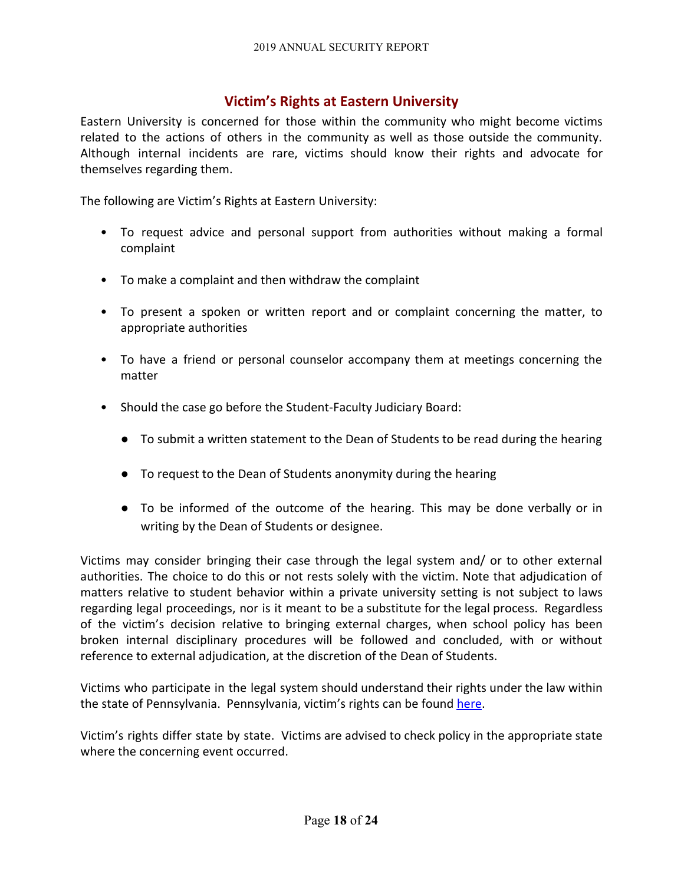## Victim's Rights at Eastern University

Eastern University is concerned for those within the community who might become victims related to the actions of others in the community as well as those outside the community. Although internal incidents are rare, victims should know their rights and advocate for themselves regarding them.

The following are Victim's Rights at Eastern University:

- To request advice and personal support from authorities without making a formal complaint
- To make a complaint and then withdraw the complaint
- To present a spoken or written report and or complaint concerning the matter, to appropriate authorities
- To have a friend or personal counselor accompany them at meetings concerning the matter
- Should the case go before the Student-Faculty Judiciary Board:
    - To submit a written statement to the Dean of Students to be read during the hearing
    - To request to the Dean of Students anonymity during the hearing
    - To be informed of the outcome of the hearing. This may be done verbally or in writing by the Dean of Students or designee.

Victims may consider bringing their case through the legal system and/ or to other external authorities. The choice to do this or not rests solely with the victim. Note that adjudication of matters relative to student behavior within a private university setting is not subject to laws regarding legal proceedings, nor is it meant to be a substitute for the legal process. Regardless of the victim's decision relative to bringing external charges, when school policy has been broken internal disciplinary procedures will be followed and concluded, with or without reference to external adjudication, at the discretion of the Dean of Students.

Victims who participate in the legal system should understand their rights under the law within the state of Pennsylvania. Pennsylvania, victim's rights can be found here.

Victim's rights differ state by state. Victims are advised to check policy in the appropriate state where the concerning event occurred.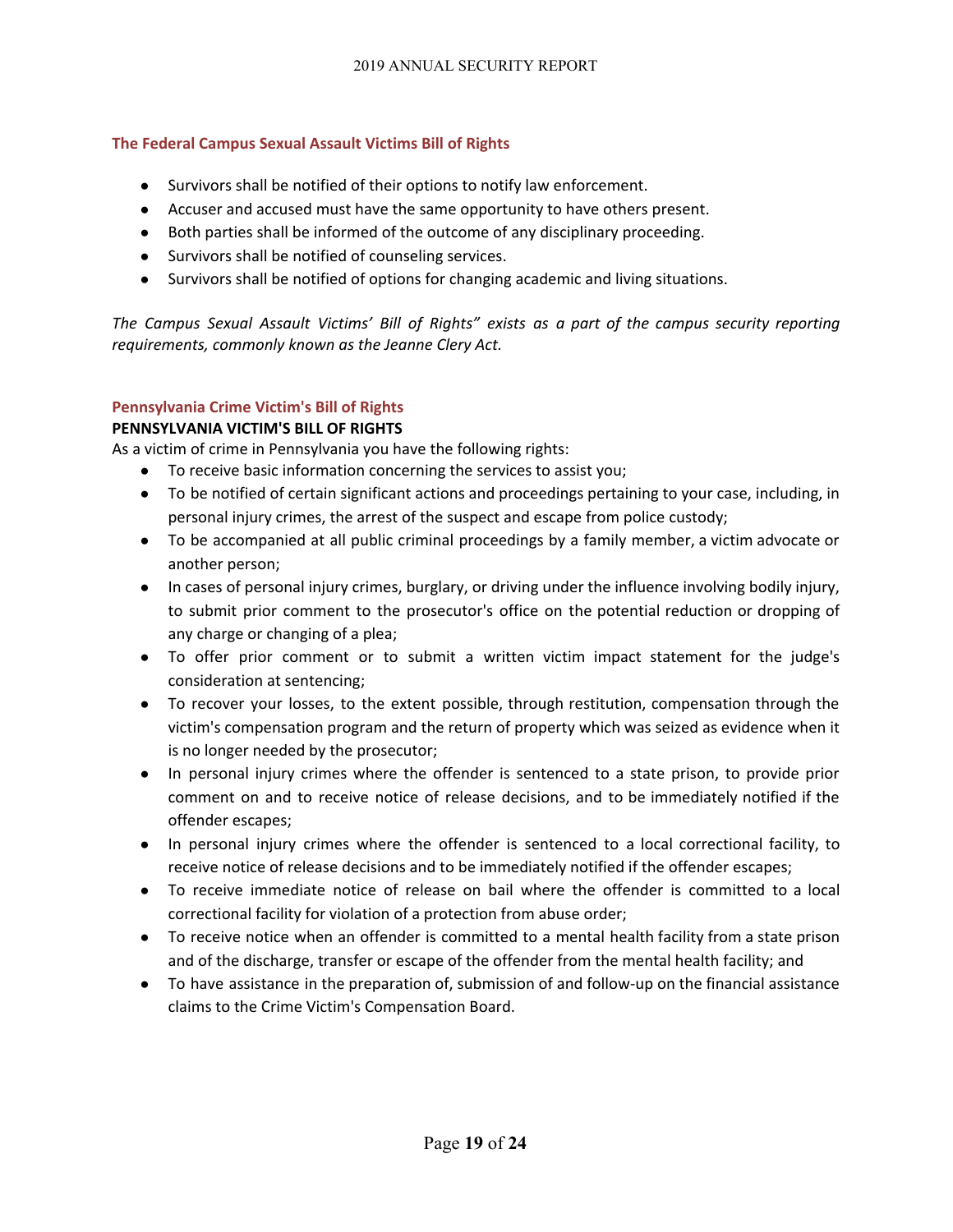## The Federal Campus Sexual Assault Victims Bill of Rights

- Survivors shall be notified of their options to notify law enforcement.
- Accuser and accused must have the same opportunity to have others present.
- Both parties shall be informed of the outcome of any disciplinary proceeding.
- Survivors shall be notified of counseling services.
- Survivors shall be notified of options for changing academic and living situations.

*The Campus Sexual Assault Victims' Bill of Rights" exists as a part of the campus security reporting requirements, commonly known as the Jeanne Clery Act.*

## Pennsylvania Crime Victim's Bill of Rights

**PENNSYLVANIA VICTIM'S BILL OF RIGHTS**

As a victim of crime in Pennsylvania you have the following rights:

- To receive basic information concerning the services to assist you;
- To be notified of certain significant actions and proceedings pertaining to your case, including, in personal injury crimes, the arrest of the suspect and escape from police custody;
- To be accompanied at all public criminal proceedings by a family member, a victim advocate or another person;
- In cases of personal injury crimes, burglary, or driving under the influence involving bodily injury, to submit prior comment to the prosecutor's office on the potential reduction or dropping of any charge or changing of a plea;
- To offer prior comment or to submit a written victim impact statement for the judge's consideration at sentencing;
- To recover your losses, to the extent possible, through restitution, compensation through the victim's compensation program and the return of property which was seized as evidence when it is no longer needed by the prosecutor;
- In personal injury crimes where the offender is sentenced to a state prison, to provide prior comment on and to receive notice of release decisions, and to be immediately notified if the offender escapes;
- In personal injury crimes where the offender is sentenced to a local correctional facility, to receive notice of release decisions and to be immediately notified if the offender escapes;
- To receive immediate notice of release on bail where the offender is committed to a local correctional facility for violation of a protection from abuse order;
- To receive notice when an offender is committed to a mental health facility from a state prison and of the discharge, transfer or escape of the offender from the mental health facility; and
- To have assistance in the preparation of, submission of and follow-up on the financial assistance claims to the Crime Victim's Compensation Board.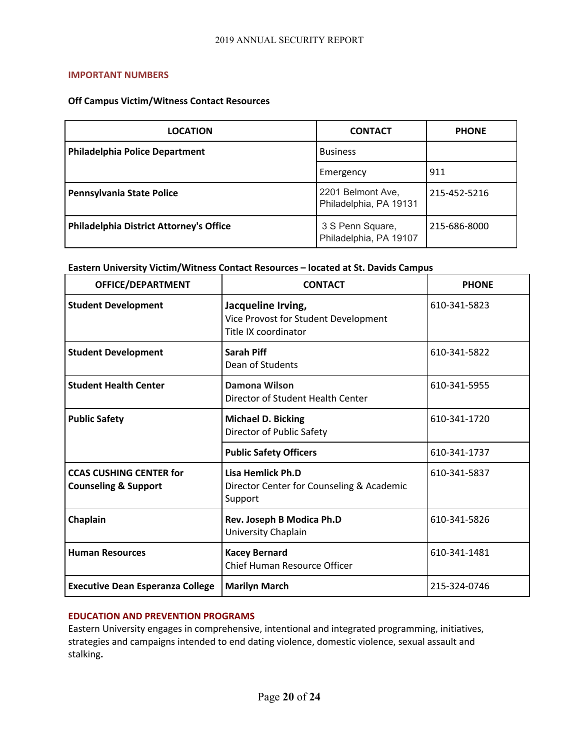## IMPORTANT NUMBERS

### Off Campus Victim/Witness Contact Resources

| LOCATION | CONTACT | PHONE |
|---|---|---|
| **Philadelphia Police Department** | Business | |
| | Emergency | 911 |
| **Pennsylvania State Police** | 2201 Belmont Ave, Philadelphia, PA 19131 | 215-452-5216 |
| **Philadelphia District Attorney's Office** | 3 S Penn Square, Philadelphia, PA 19107 | 215-686-8000 |

### Eastern University Victim/Witness Contact Resources – located at St. Davids Campus

| OFFICE/DEPARTMENT | CONTACT | PHONE |
|---|---|---|
| **Student Development** | **Jacqueline Irving,** Vice Provost for Student Development Title IX coordinator | 610-341-5823 |
| **Student Development** | **Sarah Piff** Dean of Students | 610-341-5822 |
| **Student Health Center** | **Damona Wilson** Director of Student Health Center | 610-341-5955 |
| **Public Safety** | **Michael D. Bicking** Director of Public Safety | 610-341-1720 |
| | **Public Safety Officers** | 610-341-1737 |
| **CCAS CUSHING CENTER for Counseling & Support** | **Lisa Hemlick Ph.D** Director Center for Counseling & Academic Support | 610-341-5837 |
| **Chaplain** | **Rev. Joseph B Modica Ph.D** University Chaplain | 610-341-5826 |
| **Human Resources** | **Kacey Bernard** Chief Human Resource Officer | 610-341-1481 |
| **Executive Dean Esperanza College** | **Marilyn March** | 215-324-0746 |

## EDUCATION AND PREVENTION PROGRAMS

Eastern University engages in comprehensive, intentional and integrated programming, initiatives, strategies and campaigns intended to end dating violence, domestic violence, sexual assault and stalking.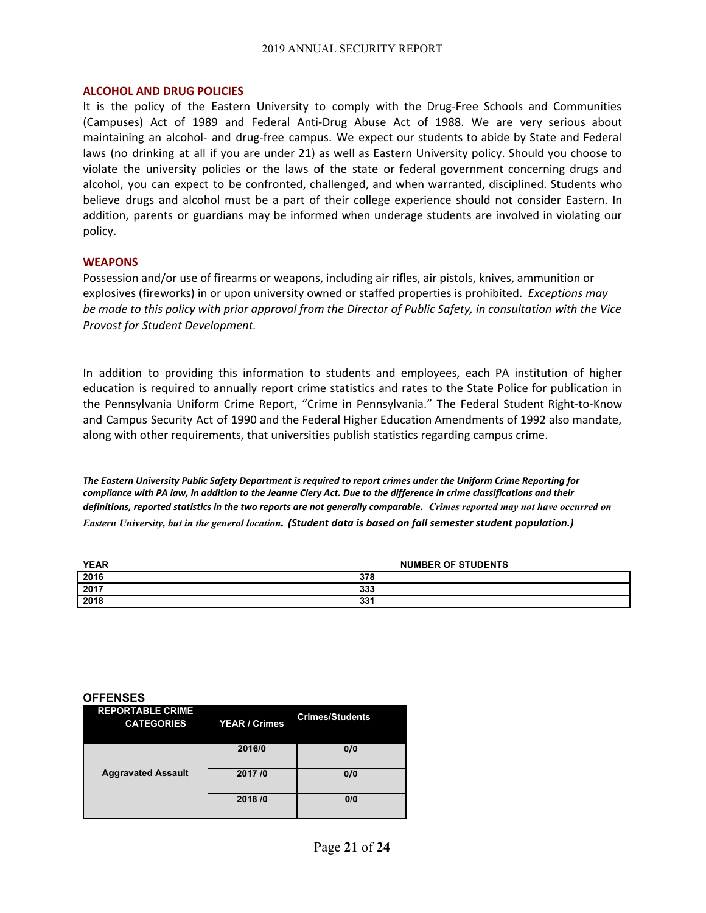## ALCOHOL AND DRUG POLICIES

It is the policy of the Eastern University to comply with the Drug-Free Schools and Communities (Campuses) Act of 1989 and Federal Anti-Drug Abuse Act of 1988. We are very serious about maintaining an alcohol- and drug-free campus. We expect our students to abide by State and Federal laws (no drinking at all if you are under 21) as well as Eastern University policy. Should you choose to violate the university policies or the laws of the state or federal government concerning drugs and alcohol, you can expect to be confronted, challenged, and when warranted, disciplined. Students who believe drugs and alcohol must be a part of their college experience should not consider Eastern. In addition, parents or guardians may be informed when underage students are involved in violating our policy.

## WEAPONS

Possession and/or use of firearms or weapons, including air rifles, air pistols, knives, ammunition or explosives (fireworks) in or upon university owned or staffed properties is prohibited. *Exceptions may be made to this policy with prior approval from the Director of Public Safety, in consultation with the Vice Provost for Student Development.*

In addition to providing this information to students and employees, each PA institution of higher education is required to annually report crime statistics and rates to the State Police for publication in the Pennsylvania Uniform Crime Report, "Crime in Pennsylvania." The Federal Student Right-to-Know and Campus Security Act of 1990 and the Federal Higher Education Amendments of 1992 also mandate, along with other requirements, that universities publish statistics regarding campus crime.

***The Eastern University Public Safety Department is required to report crimes under the Uniform Crime Reporting for compliance with PA law, in addition to the Jeanne Clery Act. Due to the difference in crime classifications and their definitions, reported statistics in the two reports are not generally comparable. Crimes reported may not have occurred on Eastern University, but in the general location. (Student data is based on fall semester student population.)***

| YEAR | NUMBER OF STUDENTS |
| --- | --- |
| 2016 | 378 |
| 2017 | 333 |
| 2018 | 331 |

**OFFENSES**

| REPORTABLE CRIME CATEGORIES | YEAR / Crimes | Crimes/Students |
| --- | --- | --- |
| Aggravated Assault | 2016/0 | 0/0 |
| | 2017 /0 | 0/0 |
| | 2018 /0 | 0/0 |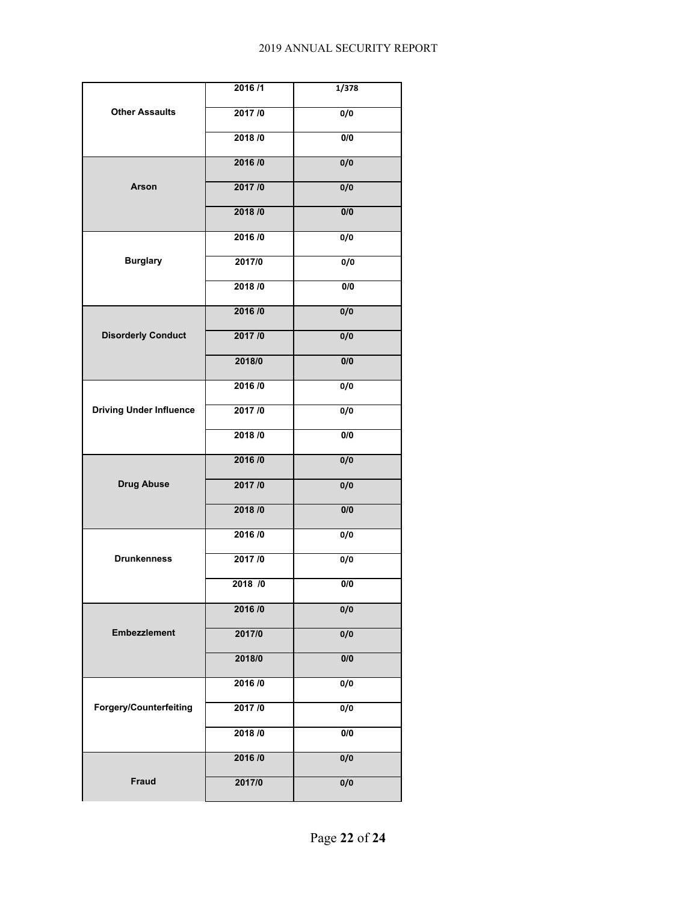| | | |
|---|---|---|
| Other Assaults | 2016 /1 | 1/378 |
| | 2017 /0 | 0/0 |
| | 2018 /0 | 0/0 |
| Arson | 2016 /0 | 0/0 |
| | 2017 /0 | 0/0 |
| | 2018 /0 | 0/0 |
| Burglary | 2016 /0 | 0/0 |
| | 2017/0 | 0/0 |
| | 2018 /0 | 0/0 |
| Disorderly Conduct | 2016 /0 | 0/0 |
| | 2017 /0 | 0/0 |
| | 2018/0 | 0/0 |
| Driving Under Influence | 2016 /0 | 0/0 |
| | 2017 /0 | 0/0 |
| | 2018 /0 | 0/0 |
| Drug Abuse | 2016 /0 | 0/0 |
| | 2017 /0 | 0/0 |
| | 2018 /0 | 0/0 |
| Drunkenness | 2016 /0 | 0/0 |
| | 2017 /0 | 0/0 |
| | 2018 /0 | 0/0 |
| Embezzlement | 2016 /0 | 0/0 |
| | 2017/0 | 0/0 |
| | 2018/0 | 0/0 |
| Forgery/Counterfeiting | 2016 /0 | 0/0 |
| | 2017 /0 | 0/0 |
| | 2018 /0 | 0/0 |
| Fraud | 2016 /0 | 0/0 |
| | 2017/0 | 0/0 |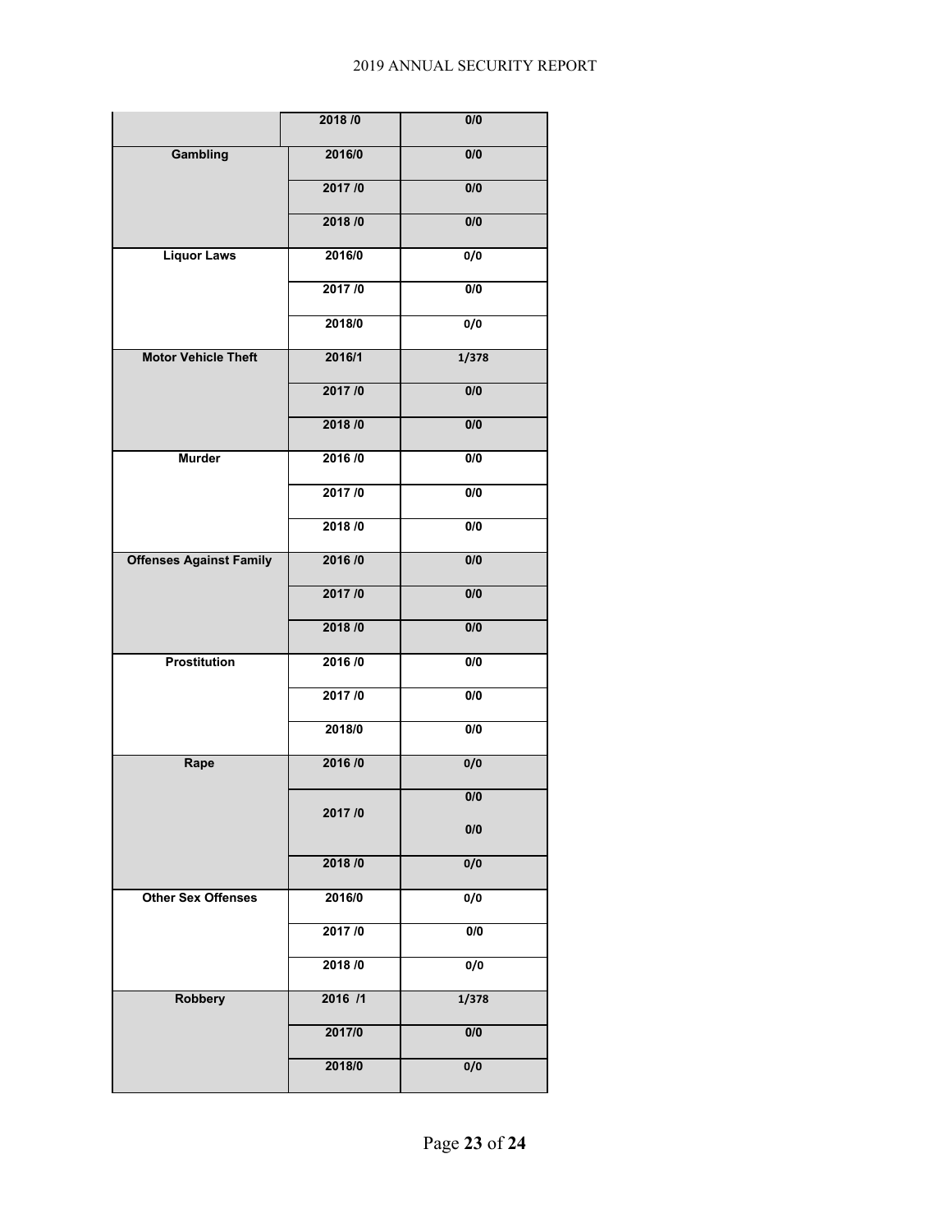| | | |
|---|---|---|
| | 2018 /0 | 0/0 |
| Gambling | 2016/0 | 0/0 |
| | 2017 /0 | 0/0 |
| | 2018 /0 | 0/0 |
| Liquor Laws | 2016/0 | 0/0 |
| | 2017 /0 | 0/0 |
| | 2018/0 | 0/0 |
| Motor Vehicle Theft | 2016/1 | 1/378 |
| | 2017 /0 | 0/0 |
| | 2018 /0 | 0/0 |
| Murder | 2016 /0 | 0/0 |
| | 2017 /0 | 0/0 |
| | 2018 /0 | 0/0 |
| Offenses Against Family | 2016 /0 | 0/0 |
| | 2017 /0 | 0/0 |
| | 2018 /0 | 0/0 |
| Prostitution | 2016 /0 | 0/0 |
| | 2017 /0 | 0/0 |
| | 2018/0 | 0/0 |
| Rape | 2016 /0 | 0/0 |
| | 2017 /0 | 0/0<br>0/0 |
| | 2018 /0 | 0/0 |
| Other Sex Offenses | 2016/0 | 0/0 |
| | 2017 /0 | 0/0 |
| | 2018 /0 | 0/0 |
| Robbery | 2016 /1 | 1/378 |
| | 2017/0 | 0/0 |
| | 2018/0 | 0/0 |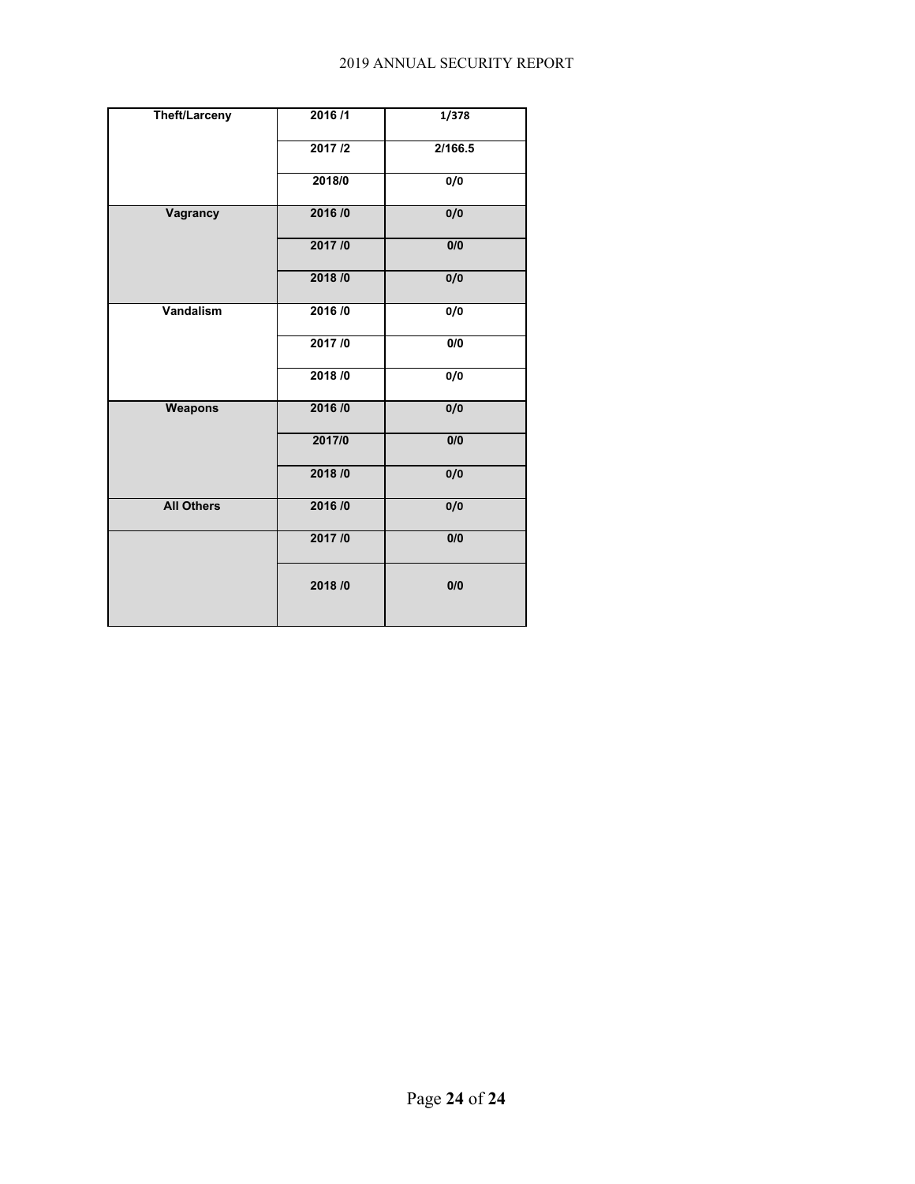| | | |
|---|---|---|
| **Theft/Larceny** | **2016 /1** | **1/378** |
| | **2017 /2** | **2/166.5** |
| | **2018/0** | **0/0** |
| **Vagrancy** | **2016 /0** | **0/0** |
| | **2017 /0** | **0/0** |
| | **2018 /0** | **0/0** |
| **Vandalism** | **2016 /0** | **0/0** |
| | **2017 /0** | **0/0** |
| | **2018 /0** | **0/0** |
| **Weapons** | **2016 /0** | **0/0** |
| | **2017/0** | **0/0** |
| | **2018 /0** | **0/0** |
| **All Others** | **2016 /0** | **0/0** |
| | **2017 /0** | **0/0** |
| | **2018 /0** | **0/0** |